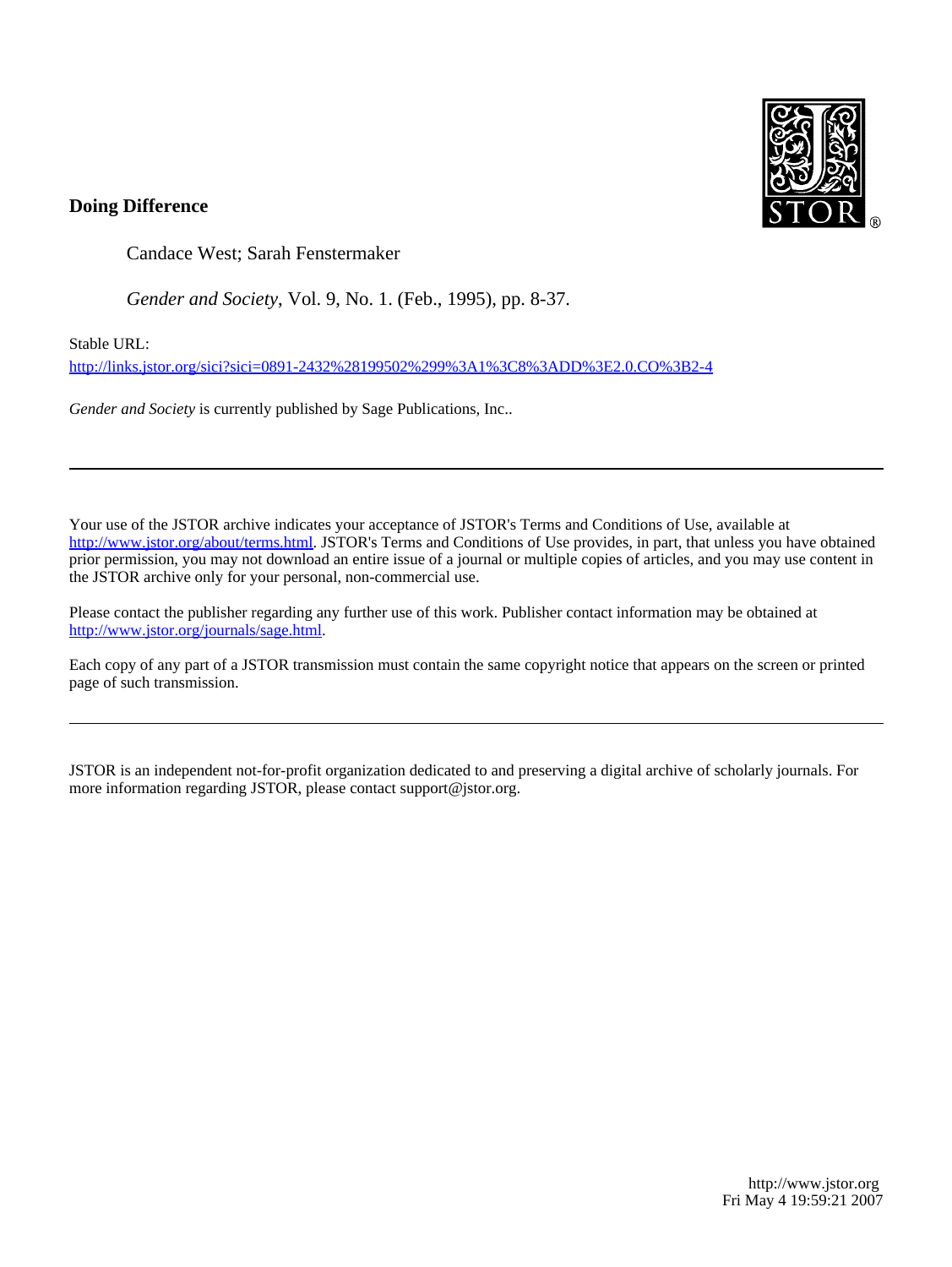**Doing Difference**

Candace West; Sarah Fenstermaker

*Gender and Society*, Vol. 9, No. 1. (Feb., 1995), pp. 8-37.

Stable URL:

http://links.jstor.org/sici?sici=0891-2432%28199502%299%3A1%3C8%3ADD%3E2.0.CO%3B2-4

*Gender and Society* is currently published by Sage Publications, Inc..

---

Your use of the JSTOR archive indicates your acceptance of JSTOR's Terms and Conditions of Use, available at http://www.jstor.org/about/terms.html. JSTOR's Terms and Conditions of Use provides, in part, that unless you have obtained prior permission, you may not download an entire issue of a journal or multiple copies of articles, and you may use content in the JSTOR archive only for your personal, non-commercial use.

Please contact the publisher regarding any further use of this work. Publisher contact information may be obtained at http://www.jstor.org/journals/sage.html.

Each copy of any part of a JSTOR transmission must contain the same copyright notice that appears on the screen or printed page of such transmission.

---

JSTOR is an independent not-for-profit organization dedicated to and preserving a digital archive of scholarly journals. For more information regarding JSTOR, please contact support@jstor.org.

http://www.jstor.org
Fri May 4 19:59:21 2007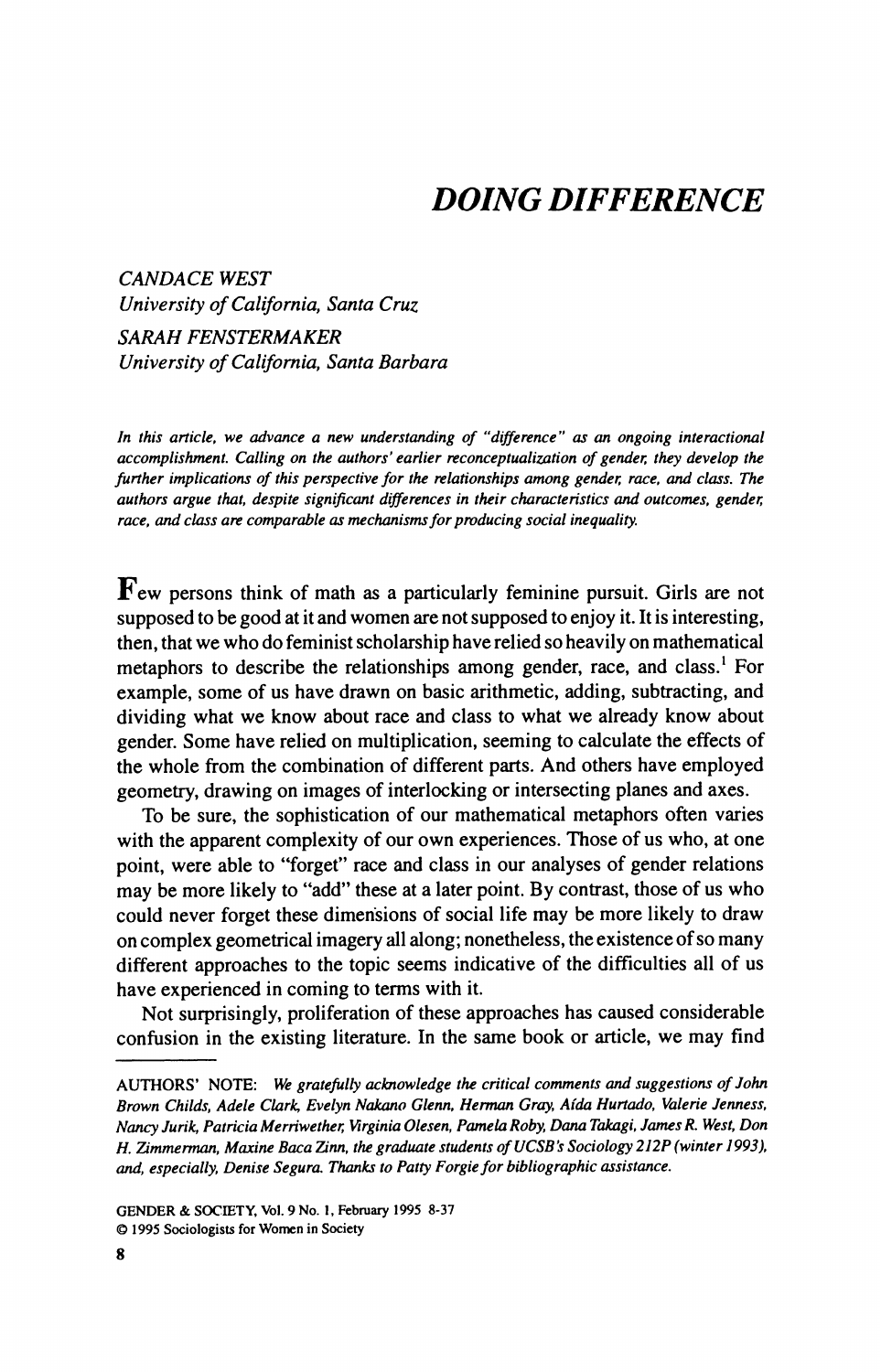# *DOING DIFFERENCE*

*CANDACE WEST*
*University of California, Santa Cruz*

*SARAH FENSTERMAKER*
*University of California, Santa Barbara*

*In this article, we advance a new understanding of "difference" as an ongoing interactional accomplishment. Calling on the authors' earlier reconceptualization of gender, they develop the further implications of this perspective for the relationships among gender, race, and class. The authors argue that, despite significant differences in their characteristics and outcomes, gender, race, and class are comparable as mechanisms for producing social inequality.*

**F**ew persons think of math as a particularly feminine pursuit. Girls are not supposed to be good at it and women are not supposed to enjoy it. It is interesting, then, that we who do feminist scholarship have relied so heavily on mathematical metaphors to describe the relationships among gender, race, and class.[1] For example, some of us have drawn on basic arithmetic, adding, subtracting, and dividing what we know about race and class to what we already know about gender. Some have relied on multiplication, seeming to calculate the effects of the whole from the combination of different parts. And others have employed geometry, drawing on images of interlocking or intersecting planes and axes.

To be sure, the sophistication of our mathematical metaphors often varies with the apparent complexity of our own experiences. Those of us who, at one point, were able to "forget" race and class in our analyses of gender relations may be more likely to "add" these at a later point. By contrast, those of us who could never forget these dimensions of social life may be more likely to draw on complex geometrical imagery all along; nonetheless, the existence of so many different approaches to the topic seems indicative of the difficulties all of us have experienced in coming to terms with it.

Not surprisingly, proliferation of these approaches has caused considerable confusion in the existing literature. In the same book or article, we may find

---

AUTHORS' NOTE: *We gratefully acknowledge the critical comments and suggestions of John Brown Childs, Adele Clark, Evelyn Nakano Glenn, Herman Gray, Aída Hurtado, Valerie Jenness, Nancy Jurik, Patricia Merriwether, Virginia Olesen, Pamela Roby, Dana Takagi, James R. West, Don H. Zimmerman, Maxine Baca Zinn, the graduate students of UCSB's Sociology 212P (winter 1993), and, especially, Denise Segura. Thanks to Patty Forgie for bibliographic assistance.*

GENDER & SOCIETY, Vol. 9 No. 1, February 1995 8-37
© 1995 Sociologists for Women in Society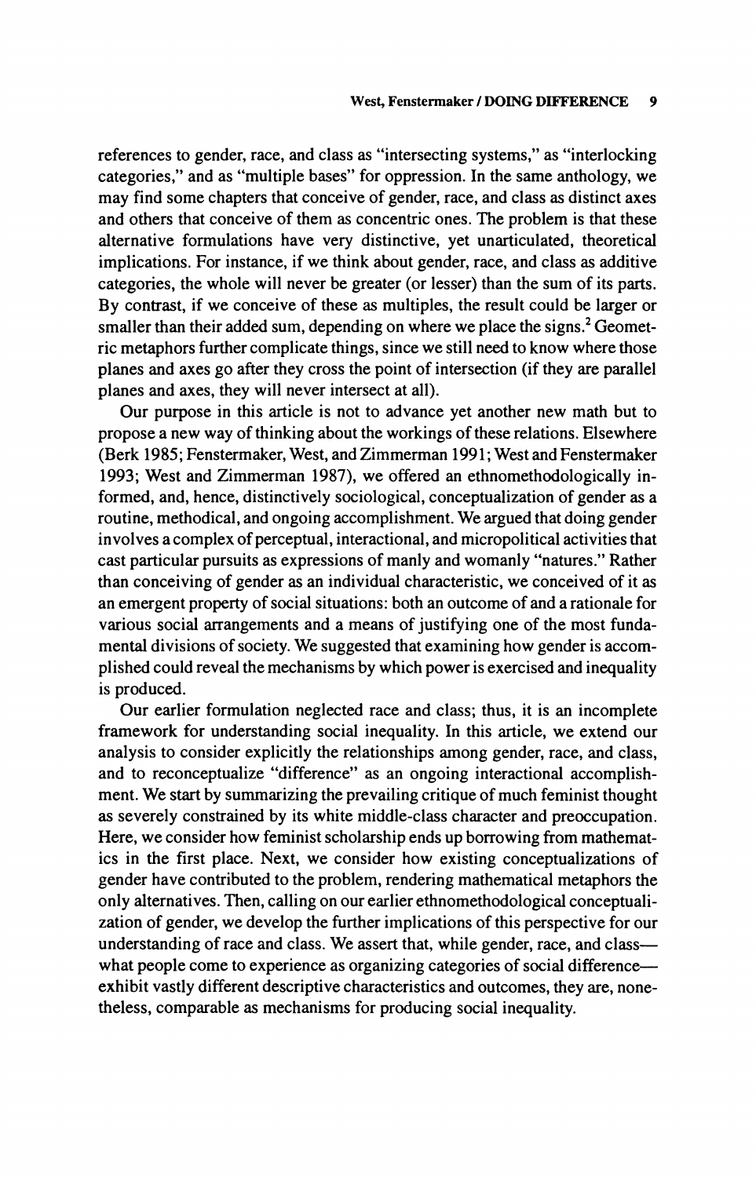references to gender, race, and class as "intersecting systems," as "interlocking categories," and as "multiple bases" for oppression. In the same anthology, we may find some chapters that conceive of gender, race, and class as distinct axes and others that conceive of them as concentric ones. The problem is that these alternative formulations have very distinctive, yet unarticulated, theoretical implications. For instance, if we think about gender, race, and class as additive categories, the whole will never be greater (or lesser) than the sum of its parts. By contrast, if we conceive of these as multiples, the result could be larger or smaller than their added sum, depending on where we place the signs.[2] Geometric metaphors further complicate things, since we still need to know where those planes and axes go after they cross the point of intersection (if they are parallel planes and axes, they will never intersect at all).

Our purpose in this article is not to advance yet another new math but to propose a new way of thinking about the workings of these relations. Elsewhere (Berk 1985; Fenstermaker, West, and Zimmerman 1991; West and Fenstermaker 1993; West and Zimmerman 1987), we offered an ethnomethodologically informed, and, hence, distinctively sociological, conceptualization of gender as a routine, methodical, and ongoing accomplishment. We argued that doing gender involves a complex of perceptual, interactional, and micropolitical activities that cast particular pursuits as expressions of manly and womanly "natures." Rather than conceiving of gender as an individual characteristic, we conceived of it as an emergent property of social situations: both an outcome of and a rationale for various social arrangements and a means of justifying one of the most fundamental divisions of society. We suggested that examining how gender is accomplished could reveal the mechanisms by which power is exercised and inequality is produced.

Our earlier formulation neglected race and class; thus, it is an incomplete framework for understanding social inequality. In this article, we extend our analysis to consider explicitly the relationships among gender, race, and class, and to reconceptualize "difference" as an ongoing interactional accomplishment. We start by summarizing the prevailing critique of much feminist thought as severely constrained by its white middle-class character and preoccupation. Here, we consider how feminist scholarship ends up borrowing from mathematics in the first place. Next, we consider how existing conceptualizations of gender have contributed to the problem, rendering mathematical metaphors the only alternatives. Then, calling on our earlier ethnomethodological conceptualization of gender, we develop the further implications of this perspective for our understanding of race and class. We assert that, while gender, race, and class—what people come to experience as organizing categories of social difference—exhibit vastly different descriptive characteristics and outcomes, they are, nonetheless, comparable as mechanisms for producing social inequality.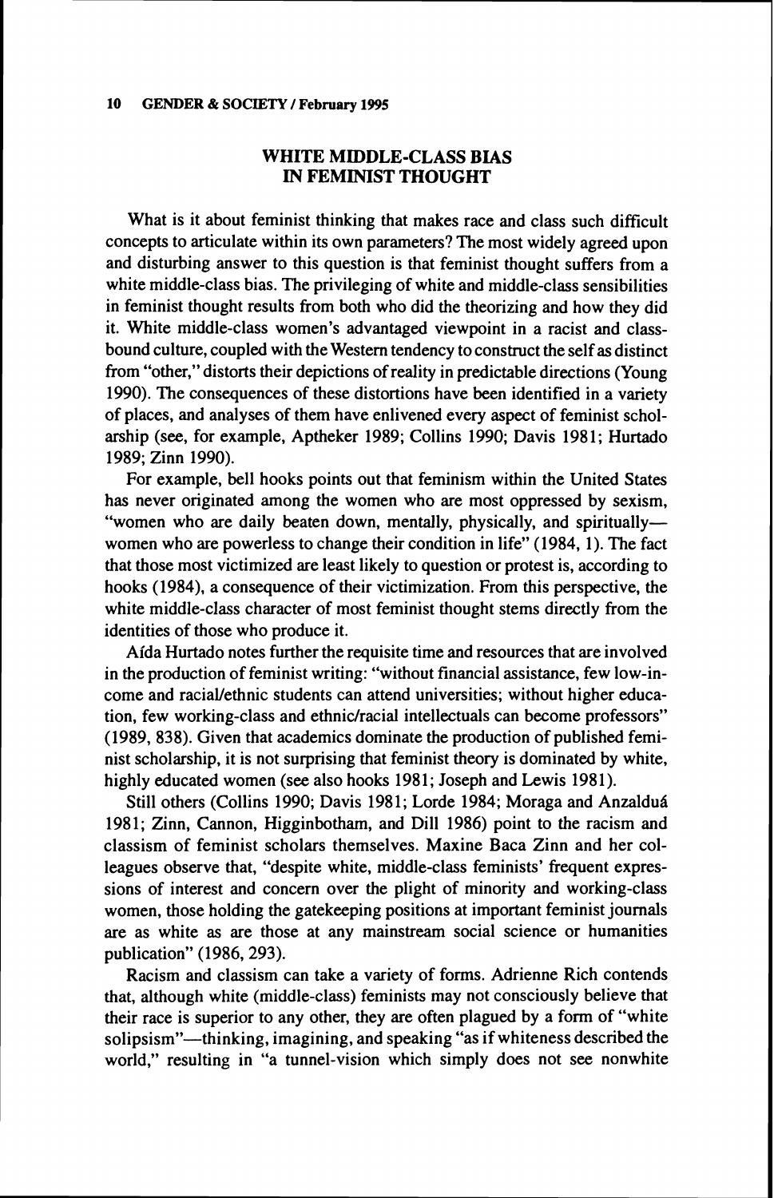## WHITE MIDDLE-CLASS BIAS IN FEMINIST THOUGHT

What is it about feminist thinking that makes race and class such difficult concepts to articulate within its own parameters? The most widely agreed upon and disturbing answer to this question is that feminist thought suffers from a white middle-class bias. The privileging of white and middle-class sensibilities in feminist thought results from both who did the theorizing and how they did it. White middle-class women's advantaged viewpoint in a racist and class-bound culture, coupled with the Western tendency to construct the self as distinct from "other," distorts their depictions of reality in predictable directions (Young 1990). The consequences of these distortions have been identified in a variety of places, and analyses of them have enlivened every aspect of feminist scholarship (see, for example, Aptheker 1989; Collins 1990; Davis 1981; Hurtado 1989; Zinn 1990).

For example, bell hooks points out that feminism within the United States has never originated among the women who are most oppressed by sexism, "women who are daily beaten down, mentally, physically, and spiritually—women who are powerless to change their condition in life" (1984, 1). The fact that those most victimized are least likely to question or protest is, according to hooks (1984), a consequence of their victimization. From this perspective, the white middle-class character of most feminist thought stems directly from the identities of those who produce it.

Aída Hurtado notes further the requisite time and resources that are involved in the production of feminist writing: "without financial assistance, few low-income and racial/ethnic students can attend universities; without higher education, few working-class and ethnic/racial intellectuals can become professors" (1989, 838). Given that academics dominate the production of published feminist scholarship, it is not surprising that feminist theory is dominated by white, highly educated women (see also hooks 1981; Joseph and Lewis 1981).

Still others (Collins 1990; Davis 1981; Lorde 1984; Moraga and Anzaldúa 1981; Zinn, Cannon, Higginbotham, and Dill 1986) point to the racism and classism of feminist scholars themselves. Maxine Baca Zinn and her colleagues observe that, "despite white, middle-class feminists' frequent expressions of interest and concern over the plight of minority and working-class women, those holding the gatekeeping positions at important feminist journals are as white as are those at any mainstream social science or humanities publication" (1986, 293).

Racism and classism can take a variety of forms. Adrienne Rich contends that, although white (middle-class) feminists may not consciously believe that their race is superior to any other, they are often plagued by a form of "white solipsism"—thinking, imagining, and speaking "as if whiteness described the world," resulting in "a tunnel-vision which simply does not see nonwhite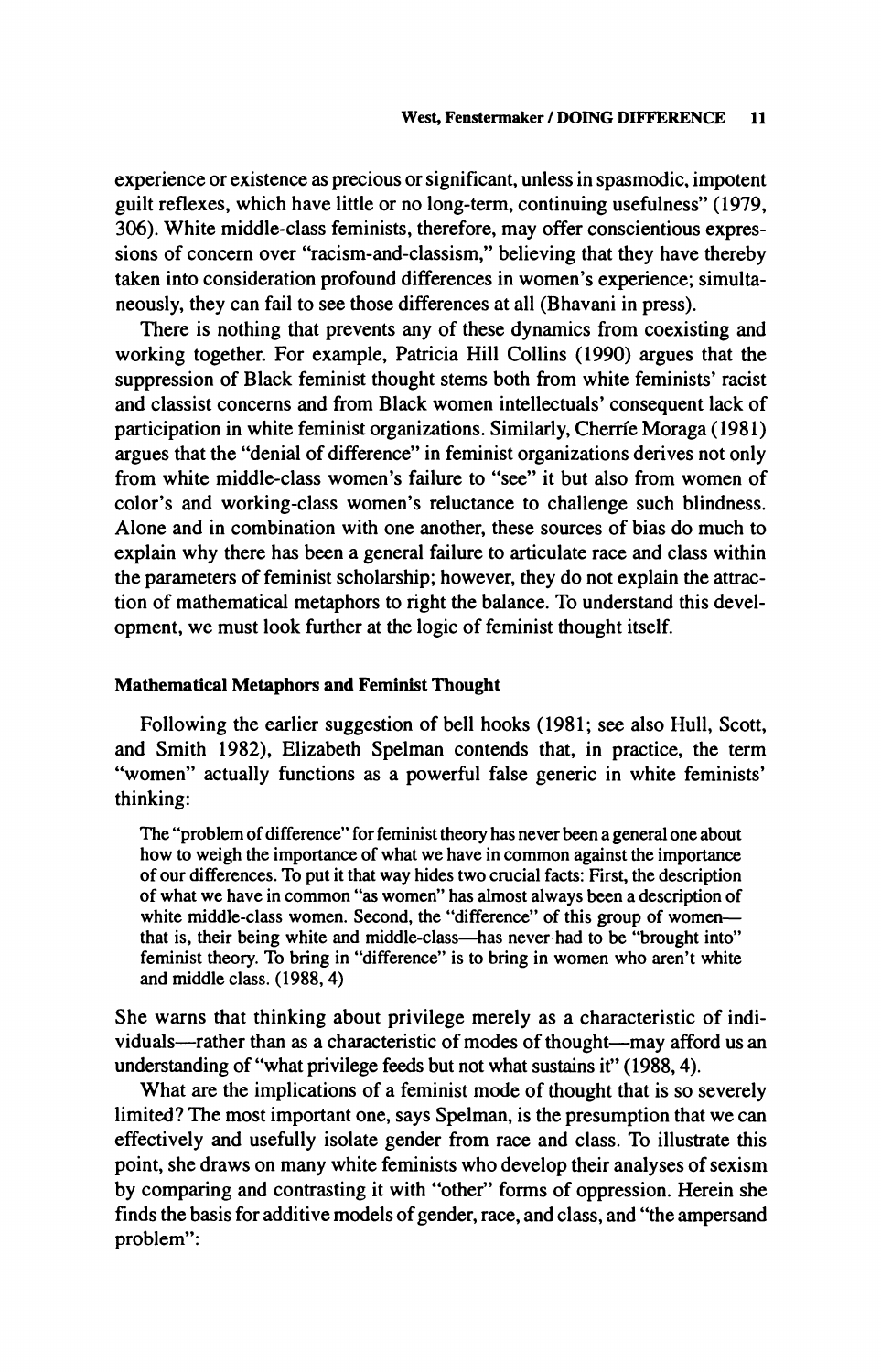experience or existence as precious or significant, unless in spasmodic, impotent guilt reflexes, which have little or no long-term, continuing usefulness" (1979, 306). White middle-class feminists, therefore, may offer conscientious expressions of concern over "racism-and-classism," believing that they have thereby taken into consideration profound differences in women's experience; simultaneously, they can fail to see those differences at all (Bhavani in press).

There is nothing that prevents any of these dynamics from coexisting and working together. For example, Patricia Hill Collins (1990) argues that the suppression of Black feminist thought stems both from white feminists' racist and classist concerns and from Black women intellectuals' consequent lack of participation in white feminist organizations. Similarly, Cherríe Moraga (1981) argues that the "denial of difference" in feminist organizations derives not only from white middle-class women's failure to "see" it but also from women of color's and working-class women's reluctance to challenge such blindness. Alone and in combination with one another, these sources of bias do much to explain why there has been a general failure to articulate race and class within the parameters of feminist scholarship; however, they do not explain the attraction of mathematical metaphors to right the balance. To understand this development, we must look further at the logic of feminist thought itself.

### Mathematical Metaphors and Feminist Thought

Following the earlier suggestion of bell hooks (1981; see also Hull, Scott, and Smith 1982), Elizabeth Spelman contends that, in practice, the term "women" actually functions as a powerful false generic in white feminists' thinking:

> The "problem of difference" for feminist theory has never been a general one about how to weigh the importance of what we have in common against the importance of our differences. To put it that way hides two crucial facts: First, the description of what we have in common "as women" has almost always been a description of white middle-class women. Second, the "difference" of this group of women—that is, their being white and middle-class—has never had to be "brought into" feminist theory. To bring in "difference" is to bring in women who aren't white and middle class. (1988, 4)

She warns that thinking about privilege merely as a characteristic of individuals—rather than as a characteristic of modes of thought—may afford us an understanding of "what privilege feeds but not what sustains it" (1988, 4).

What are the implications of a feminist mode of thought that is so severely limited? The most important one, says Spelman, is the presumption that we can effectively and usefully isolate gender from race and class. To illustrate this point, she draws on many white feminists who develop their analyses of sexism by comparing and contrasting it with "other" forms of oppression. Herein she finds the basis for additive models of gender, race, and class, and "the ampersand problem":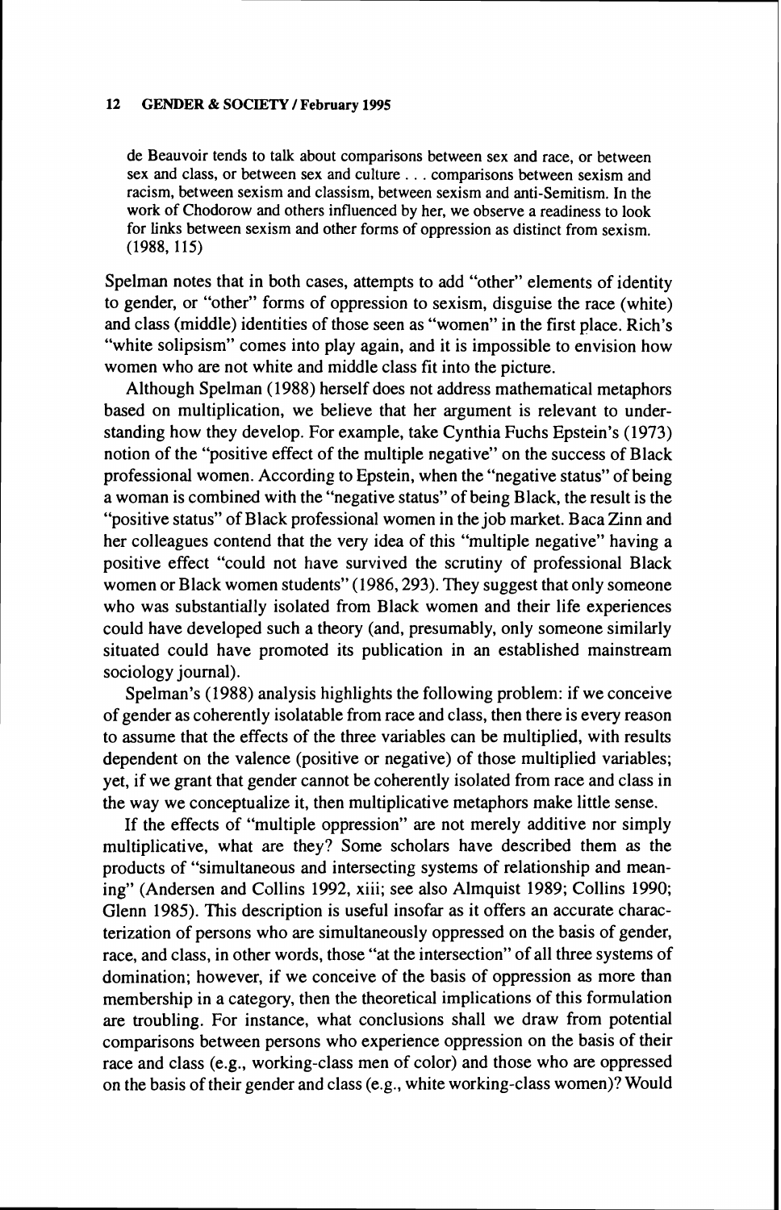> de Beauvoir tends to talk about comparisons between sex and race, or between sex and class, or between sex and culture . . . comparisons between sexism and racism, between sexism and classism, between sexism and anti-Semitism. In the work of Chodorow and others influenced by her, we observe a readiness to look for links between sexism and other forms of oppression as distinct from sexism. (1988, 115)

Spelman notes that in both cases, attempts to add "other" elements of identity to gender, or "other" forms of oppression to sexism, disguise the race (white) and class (middle) identities of those seen as "women" in the first place. Rich's "white solipsism" comes into play again, and it is impossible to envision how women who are not white and middle class fit into the picture.

Although Spelman (1988) herself does not address mathematical metaphors based on multiplication, we believe that her argument is relevant to understanding how they develop. For example, take Cynthia Fuchs Epstein's (1973) notion of the "positive effect of the multiple negative" on the success of Black professional women. According to Epstein, when the "negative status" of being a woman is combined with the "negative status" of being Black, the result is the "positive status" of Black professional women in the job market. Baca Zinn and her colleagues contend that the very idea of this "multiple negative" having a positive effect "could not have survived the scrutiny of professional Black women or Black women students" (1986, 293). They suggest that only someone who was substantially isolated from Black women and their life experiences could have developed such a theory (and, presumably, only someone similarly situated could have promoted its publication in an established mainstream sociology journal).

Spelman's (1988) analysis highlights the following problem: if we conceive of gender as coherently isolatable from race and class, then there is every reason to assume that the effects of the three variables can be multiplied, with results dependent on the valence (positive or negative) of those multiplied variables; yet, if we grant that gender cannot be coherently isolated from race and class in the way we conceptualize it, then multiplicative metaphors make little sense.

If the effects of "multiple oppression" are not merely additive nor simply multiplicative, what are they? Some scholars have described them as the products of "simultaneous and intersecting systems of relationship and meaning" (Andersen and Collins 1992, xiii; see also Almquist 1989; Collins 1990; Glenn 1985). This description is useful insofar as it offers an accurate characterization of persons who are simultaneously oppressed on the basis of gender, race, and class, in other words, those "at the intersection" of all three systems of domination; however, if we conceive of the basis of oppression as more than membership in a category, then the theoretical implications of this formulation are troubling. For instance, what conclusions shall we draw from potential comparisons between persons who experience oppression on the basis of their race and class (e.g., working-class men of color) and those who are oppressed on the basis of their gender and class (e.g., white working-class women)? Would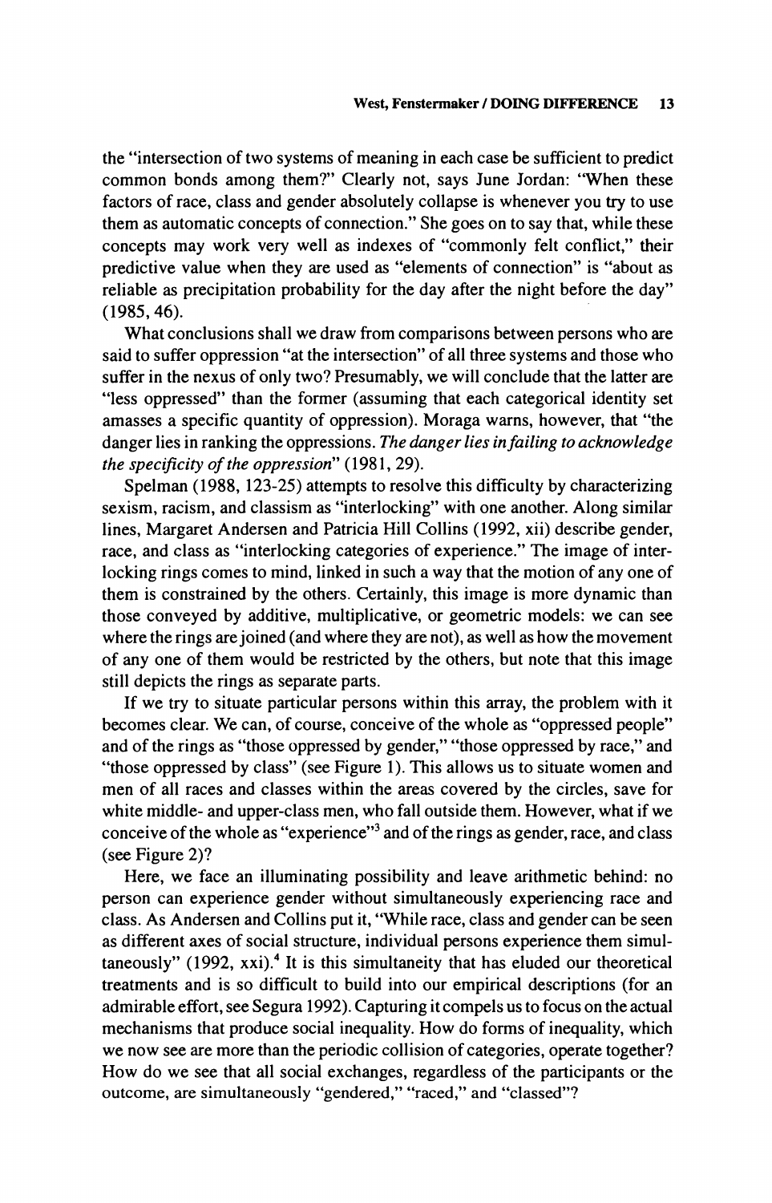the "intersection of two systems of meaning in each case be sufficient to predict common bonds among them?" Clearly not, says June Jordan: "When these factors of race, class and gender absolutely collapse is whenever you try to use them as automatic concepts of connection." She goes on to say that, while these concepts may work very well as indexes of "commonly felt conflict," their predictive value when they are used as "elements of connection" is "about as reliable as precipitation probability for the day after the night before the day" (1985, 46).

What conclusions shall we draw from comparisons between persons who are said to suffer oppression "at the intersection" of all three systems and those who suffer in the nexus of only two? Presumably, we will conclude that the latter are "less oppressed" than the former (assuming that each categorical identity set amasses a specific quantity of oppression). Moraga warns, however, that "the danger lies in ranking the oppressions. *The danger lies in failing to acknowledge the specificity of the oppression*" (1981, 29).

Spelman (1988, 123-25) attempts to resolve this difficulty by characterizing sexism, racism, and classism as "interlocking" with one another. Along similar lines, Margaret Andersen and Patricia Hill Collins (1992, xii) describe gender, race, and class as "interlocking categories of experience." The image of interlocking rings comes to mind, linked in such a way that the motion of any one of them is constrained by the others. Certainly, this image is more dynamic than those conveyed by additive, multiplicative, or geometric models: we can see where the rings are joined (and where they are not), as well as how the movement of any one of them would be restricted by the others, but note that this image still depicts the rings as separate parts.

If we try to situate particular persons within this array, the problem with it becomes clear. We can, of course, conceive of the whole as "oppressed people" and of the rings as "those oppressed by gender," "those oppressed by race," and "those oppressed by class" (see Figure 1). This allows us to situate women and men of all races and classes within the areas covered by the circles, save for white middle- and upper-class men, who fall outside them. However, what if we conceive of the whole as "experience"[3] and of the rings as gender, race, and class (see Figure 2)?

Here, we face an illuminating possibility and leave arithmetic behind: no person can experience gender without simultaneously experiencing race and class. As Andersen and Collins put it, "While race, class and gender can be seen as different axes of social structure, individual persons experience them simultaneously" (1992, xxi).[4] It is this simultaneity that has eluded our theoretical treatments and is so difficult to build into our empirical descriptions (for an admirable effort, see Segura 1992). Capturing it compels us to focus on the actual mechanisms that produce social inequality. How do forms of inequality, which we now see are more than the periodic collision of categories, operate together? How do we see that all social exchanges, regardless of the participants or the outcome, are simultaneously "gendered," "raced," and "classed"?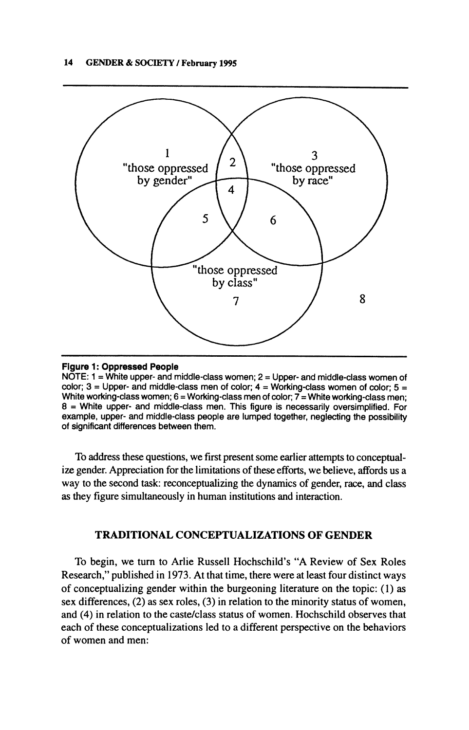**Figure 1: Oppressed People**

NOTE: 1 = White upper- and middle-class women; 2 = Upper- and middle-class women of color; 3 = Upper- and middle-class men of color; 4 = Working-class women of color; 5 = White working-class women; 6 = Working-class men of color; 7 = White working-class men; 8 = White upper- and middle-class men. This figure is necessarily oversimplified. For example, upper- and middle-class people are lumped together, neglecting the possibility of significant differences between them.

To address these questions, we first present some earlier attempts to conceptualize gender. Appreciation for the limitations of these efforts, we believe, affords us a way to the second task: reconceptualizing the dynamics of gender, race, and class as they figure simultaneously in human institutions and interaction.

## TRADITIONAL CONCEPTUALIZATIONS OF GENDER

To begin, we turn to Arlie Russell Hochschild's "A Review of Sex Roles Research," published in 1973. At that time, there were at least four distinct ways of conceptualizing gender within the burgeoning literature on the topic: (1) as sex differences, (2) as sex roles, (3) in relation to the minority status of women, and (4) in relation to the caste/class status of women. Hochschild observes that each of these conceptualizations led to a different perspective on the behaviors of women and men: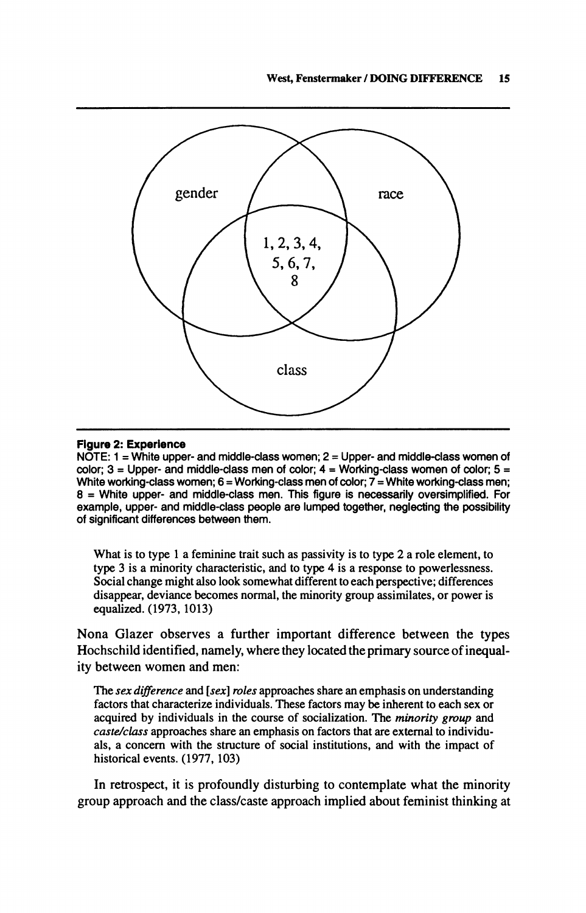gender

race

1, 2, 3, 4,
5, 6, 7,
8

class

**Figure 2: Experience**

NOTE: 1 = White upper- and middle-class women; 2 = Upper- and middle-class women of color; 3 = Upper- and middle-class men of color; 4 = Working-class women of color; 5 = White working-class women; 6 = Working-class men of color; 7 = White working-class men; 8 = White upper- and middle-class men. This figure is necessarily oversimplified. For example, upper- and middle-class people are lumped together, neglecting the possibility of significant differences between them.

> What is to type 1 a feminine trait such as passivity is to type 2 a role element, to type 3 is a minority characteristic, and to type 4 is a response to powerlessness. Social change might also look somewhat different to each perspective; differences disappear, deviance becomes normal, the minority group assimilates, or power is equalized. (1973, 1013)

Nona Glazer observes a further important difference between the types Hochschild identified, namely, where they located the primary source of inequality between women and men:

> The *sex difference* and [*sex*] *roles* approaches share an emphasis on understanding factors that characterize individuals. These factors may be inherent to each sex or acquired by individuals in the course of socialization. The *minority group* and *caste/class* approaches share an emphasis on factors that are external to individuals, a concern with the structure of social institutions, and with the impact of historical events. (1977, 103)

In retrospect, it is profoundly disturbing to contemplate what the minority group approach and the class/caste approach implied about feminist thinking at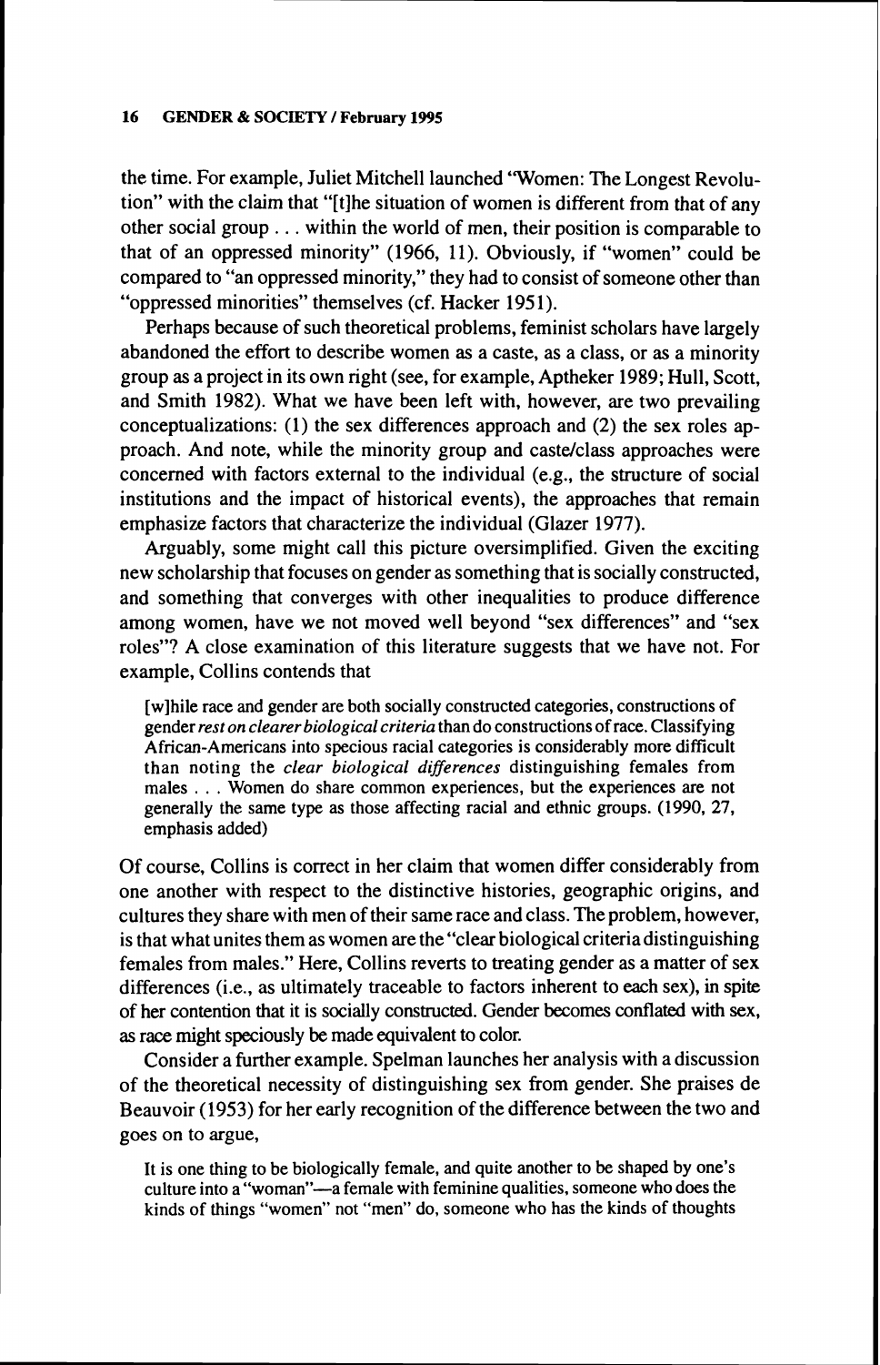the time. For example, Juliet Mitchell launched "Women: The Longest Revolution" with the claim that "[t]he situation of women is different from that of any other social group . . . within the world of men, their position is comparable to that of an oppressed minority" (1966, 11). Obviously, if "women" could be compared to "an oppressed minority," they had to consist of someone other than "oppressed minorities" themselves (cf. Hacker 1951).

Perhaps because of such theoretical problems, feminist scholars have largely abandoned the effort to describe women as a caste, as a class, or as a minority group as a project in its own right (see, for example, Aptheker 1989; Hull, Scott, and Smith 1982). What we have been left with, however, are two prevailing conceptualizations: (1) the sex differences approach and (2) the sex roles approach. And note, while the minority group and caste/class approaches were concerned with factors external to the individual (e.g., the structure of social institutions and the impact of historical events), the approaches that remain emphasize factors that characterize the individual (Glazer 1977).

Arguably, some might call this picture oversimplified. Given the exciting new scholarship that focuses on gender as something that is socially constructed, and something that converges with other inequalities to produce difference among women, have we not moved well beyond "sex differences" and "sex roles"? A close examination of this literature suggests that we have not. For example, Collins contends that

> [w]hile race and gender are both socially constructed categories, constructions of gender *rest on clearer biological criteria* than do constructions of race. Classifying African-Americans into specious racial categories is considerably more difficult than noting the *clear biological differences* distinguishing females from males . . . Women do share common experiences, but the experiences are not generally the same type as those affecting racial and ethnic groups. (1990, 27, emphasis added)

Of course, Collins is correct in her claim that women differ considerably from one another with respect to the distinctive histories, geographic origins, and cultures they share with men of their same race and class. The problem, however, is that what unites them as women are the "clear biological criteria distinguishing females from males." Here, Collins reverts to treating gender as a matter of sex differences (i.e., as ultimately traceable to factors inherent to each sex), in spite of her contention that it is socially constructed. Gender becomes conflated with sex, as race might speciously be made equivalent to color.

Consider a further example. Spelman launches her analysis with a discussion of the theoretical necessity of distinguishing sex from gender. She praises de Beauvoir (1953) for her early recognition of the difference between the two and goes on to argue,

> It is one thing to be biologically female, and quite another to be shaped by one's culture into a "woman"—a female with feminine qualities, someone who does the kinds of things "women" not "men" do, someone who has the kinds of thoughts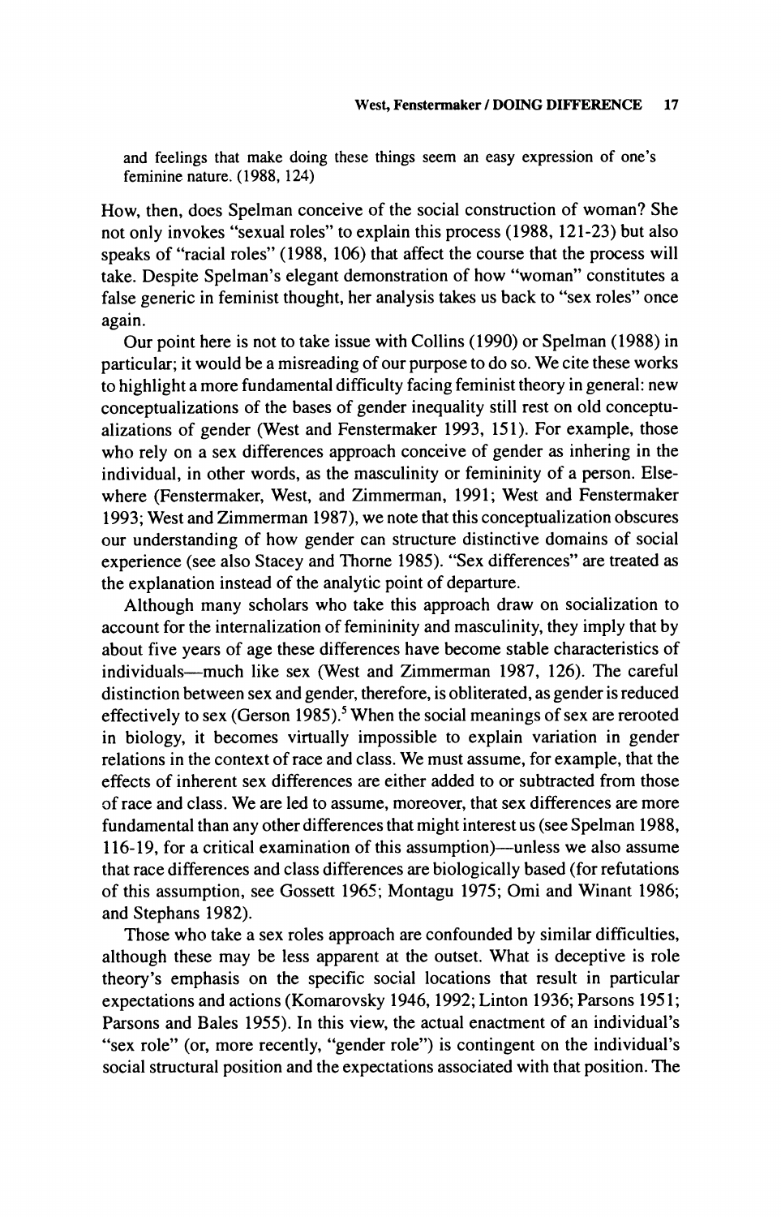and feelings that make doing these things seem an easy expression of one's feminine nature. (1988, 124)

How, then, does Spelman conceive of the social construction of woman? She not only invokes "sexual roles" to explain this process (1988, 121-23) but also speaks of "racial roles" (1988, 106) that affect the course that the process will take. Despite Spelman's elegant demonstration of how "woman" constitutes a false generic in feminist thought, her analysis takes us back to "sex roles" once again.

Our point here is not to take issue with Collins (1990) or Spelman (1988) in particular; it would be a misreading of our purpose to do so. We cite these works to highlight a more fundamental difficulty facing feminist theory in general: new conceptualizations of the bases of gender inequality still rest on old conceptualizations of gender (West and Fenstermaker 1993, 151). For example, those who rely on a sex differences approach conceive of gender as inhering in the individual, in other words, as the masculinity or femininity of a person. Elsewhere (Fenstermaker, West, and Zimmerman, 1991; West and Fenstermaker 1993; West and Zimmerman 1987), we note that this conceptualization obscures our understanding of how gender can structure distinctive domains of social experience (see also Stacey and Thorne 1985). "Sex differences" are treated as the explanation instead of the analytic point of departure.

Although many scholars who take this approach draw on socialization to account for the internalization of femininity and masculinity, they imply that by about five years of age these differences have become stable characteristics of individuals—much like sex (West and Zimmerman 1987, 126). The careful distinction between sex and gender, therefore, is obliterated, as gender is reduced effectively to sex (Gerson 1985).[5] When the social meanings of sex are rerooted in biology, it becomes virtually impossible to explain variation in gender relations in the context of race and class. We must assume, for example, that the effects of inherent sex differences are either added to or subtracted from those of race and class. We are led to assume, moreover, that sex differences are more fundamental than any other differences that might interest us (see Spelman 1988, 116-19, for a critical examination of this assumption)—unless we also assume that race differences and class differences are biologically based (for refutations of this assumption, see Gossett 1965; Montagu 1975; Omi and Winant 1986; and Stephans 1982).

Those who take a sex roles approach are confounded by similar difficulties, although these may be less apparent at the outset. What is deceptive is role theory's emphasis on the specific social locations that result in particular expectations and actions (Komarovsky 1946, 1992; Linton 1936; Parsons 1951; Parsons and Bales 1955). In this view, the actual enactment of an individual's "sex role" (or, more recently, "gender role") is contingent on the individual's social structural position and the expectations associated with that position. The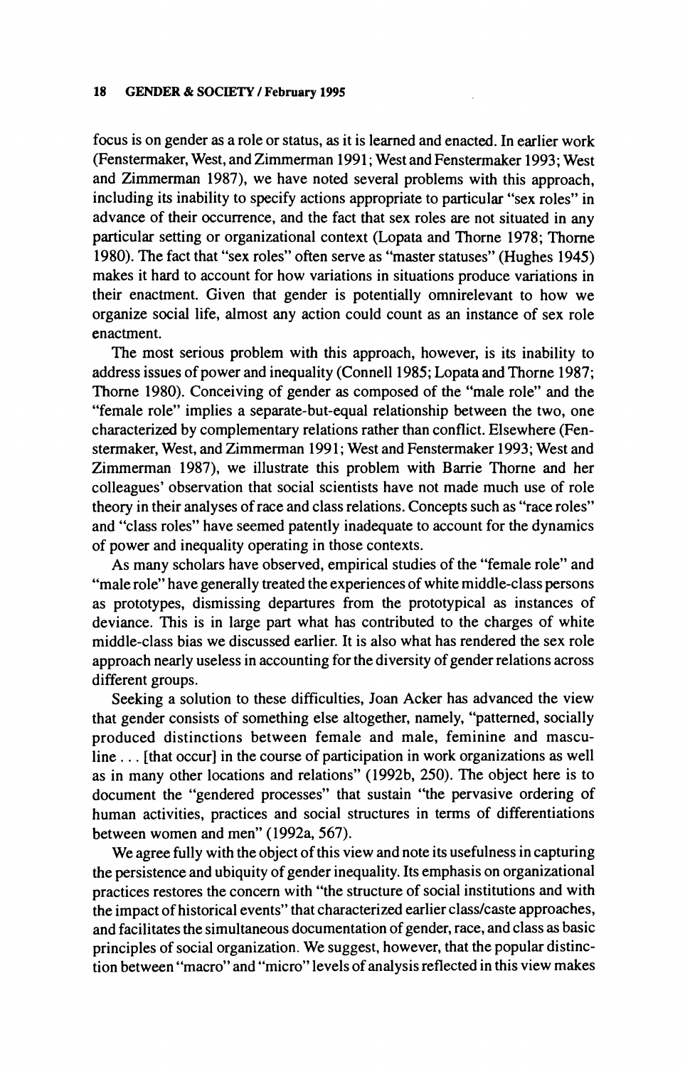focus is on gender as a role or status, as it is learned and enacted. In earlier work (Fenstermaker, West, and Zimmerman 1991; West and Fenstermaker 1993; West and Zimmerman 1987), we have noted several problems with this approach, including its inability to specify actions appropriate to particular "sex roles" in advance of their occurrence, and the fact that sex roles are not situated in any particular setting or organizational context (Lopata and Thorne 1978; Thorne 1980). The fact that "sex roles" often serve as "master statuses" (Hughes 1945) makes it hard to account for how variations in situations produce variations in their enactment. Given that gender is potentially omnirelevant to how we organize social life, almost any action could count as an instance of sex role enactment.

The most serious problem with this approach, however, is its inability to address issues of power and inequality (Connell 1985; Lopata and Thorne 1987; Thorne 1980). Conceiving of gender as composed of the "male role" and the "female role" implies a separate-but-equal relationship between the two, one characterized by complementary relations rather than conflict. Elsewhere (Fenstermaker, West, and Zimmerman 1991; West and Fenstermaker 1993; West and Zimmerman 1987), we illustrate this problem with Barrie Thorne and her colleagues' observation that social scientists have not made much use of role theory in their analyses of race and class relations. Concepts such as "race roles" and "class roles" have seemed patently inadequate to account for the dynamics of power and inequality operating in those contexts.

As many scholars have observed, empirical studies of the "female role" and "male role" have generally treated the experiences of white middle-class persons as prototypes, dismissing departures from the prototypical as instances of deviance. This is in large part what has contributed to the charges of white middle-class bias we discussed earlier. It is also what has rendered the sex role approach nearly useless in accounting for the diversity of gender relations across different groups.

Seeking a solution to these difficulties, Joan Acker has advanced the view that gender consists of something else altogether, namely, "patterned, socially produced distinctions between female and male, feminine and masculine . . . [that occur] in the course of participation in work organizations as well as in many other locations and relations" (1992b, 250). The object here is to document the "gendered processes" that sustain "the pervasive ordering of human activities, practices and social structures in terms of differentiations between women and men" (1992a, 567).

We agree fully with the object of this view and note its usefulness in capturing the persistence and ubiquity of gender inequality. Its emphasis on organizational practices restores the concern with "the structure of social institutions and with the impact of historical events" that characterized earlier class/caste approaches, and facilitates the simultaneous documentation of gender, race, and class as basic principles of social organization. We suggest, however, that the popular distinction between "macro" and "micro" levels of analysis reflected in this view makes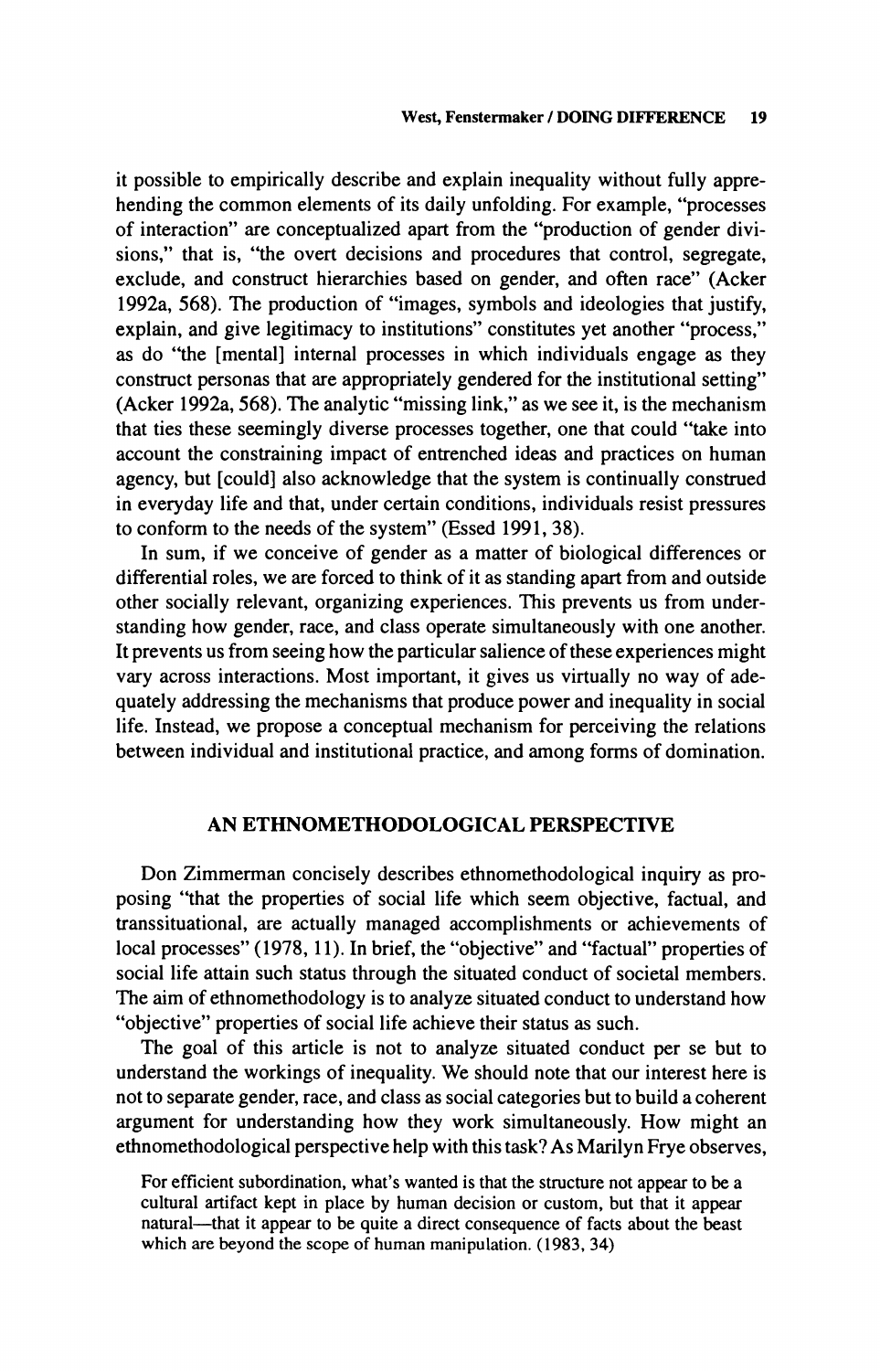it possible to empirically describe and explain inequality without fully apprehending the common elements of its daily unfolding. For example, "processes of interaction" are conceptualized apart from the "production of gender divisions," that is, "the overt decisions and procedures that control, segregate, exclude, and construct hierarchies based on gender, and often race" (Acker 1992a, 568). The production of "images, symbols and ideologies that justify, explain, and give legitimacy to institutions" constitutes yet another "process," as do "the [mental] internal processes in which individuals engage as they construct personas that are appropriately gendered for the institutional setting" (Acker 1992a, 568). The analytic "missing link," as we see it, is the mechanism that ties these seemingly diverse processes together, one that could "take into account the constraining impact of entrenched ideas and practices on human agency, but [could] also acknowledge that the system is continually construed in everyday life and that, under certain conditions, individuals resist pressures to conform to the needs of the system" (Essed 1991, 38).

In sum, if we conceive of gender as a matter of biological differences or differential roles, we are forced to think of it as standing apart from and outside other socially relevant, organizing experiences. This prevents us from understanding how gender, race, and class operate simultaneously with one another. It prevents us from seeing how the particular salience of these experiences might vary across interactions. Most important, it gives us virtually no way of adequately addressing the mechanisms that produce power and inequality in social life. Instead, we propose a conceptual mechanism for perceiving the relations between individual and institutional practice, and among forms of domination.

## AN ETHNOMETHODOLOGICAL PERSPECTIVE

Don Zimmerman concisely describes ethnomethodological inquiry as proposing "that the properties of social life which seem objective, factual, and transsituational, are actually managed accomplishments or achievements of local processes" (1978, 11). In brief, the "objective" and "factual" properties of social life attain such status through the situated conduct of societal members. The aim of ethnomethodology is to analyze situated conduct to understand how "objective" properties of social life achieve their status as such.

The goal of this article is not to analyze situated conduct per se but to understand the workings of inequality. We should note that our interest here is not to separate gender, race, and class as social categories but to build a coherent argument for understanding how they work simultaneously. How might an ethnomethodological perspective help with this task? As Marilyn Frye observes,

> For efficient subordination, what's wanted is that the structure not appear to be a cultural artifact kept in place by human decision or custom, but that it appear natural—that it appear to be quite a direct consequence of facts about the beast which are beyond the scope of human manipulation. (1983, 34)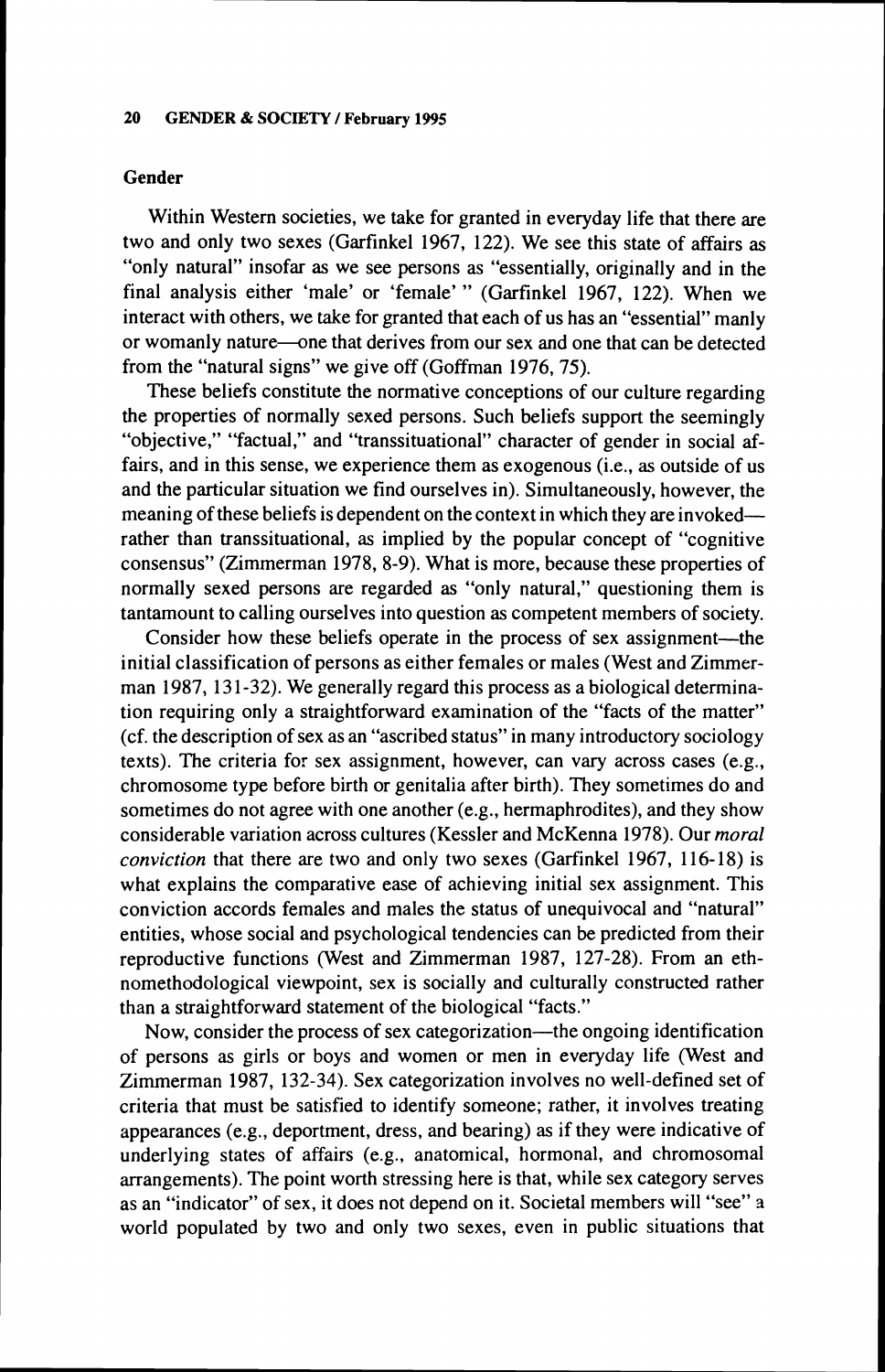## Gender

Within Western societies, we take for granted in everyday life that there are two and only two sexes (Garfinkel 1967, 122). We see this state of affairs as "only natural" insofar as we see persons as "essentially, originally and in the final analysis either 'male' or 'female' " (Garfinkel 1967, 122). When we interact with others, we take for granted that each of us has an "essential" manly or womanly nature—one that derives from our sex and one that can be detected from the "natural signs" we give off (Goffman 1976, 75).

These beliefs constitute the normative conceptions of our culture regarding the properties of normally sexed persons. Such beliefs support the seemingly "objective," "factual," and "transsituational" character of gender in social affairs, and in this sense, we experience them as exogenous (i.e., as outside of us and the particular situation we find ourselves in). Simultaneously, however, the meaning of these beliefs is dependent on the context in which they are invoked—rather than transsituational, as implied by the popular concept of "cognitive consensus" (Zimmerman 1978, 8-9). What is more, because these properties of normally sexed persons are regarded as "only natural," questioning them is tantamount to calling ourselves into question as competent members of society.

Consider how these beliefs operate in the process of sex assignment—the initial classification of persons as either females or males (West and Zimmerman 1987, 131-32). We generally regard this process as a biological determination requiring only a straightforward examination of the "facts of the matter" (cf. the description of sex as an "ascribed status" in many introductory sociology texts). The criteria for sex assignment, however, can vary across cases (e.g., chromosome type before birth or genitalia after birth). They sometimes do and sometimes do not agree with one another (e.g., hermaphrodites), and they show considerable variation across cultures (Kessler and McKenna 1978). Our *moral conviction* that there are two and only two sexes (Garfinkel 1967, 116-18) is what explains the comparative ease of achieving initial sex assignment. This conviction accords females and males the status of unequivocal and "natural" entities, whose social and psychological tendencies can be predicted from their reproductive functions (West and Zimmerman 1987, 127-28). From an ethnomethodological viewpoint, sex is socially and culturally constructed rather than a straightforward statement of the biological "facts."

Now, consider the process of sex categorization—the ongoing identification of persons as girls or boys and women or men in everyday life (West and Zimmerman 1987, 132-34). Sex categorization involves no well-defined set of criteria that must be satisfied to identify someone; rather, it involves treating appearances (e.g., deportment, dress, and bearing) as if they were indicative of underlying states of affairs (e.g., anatomical, hormonal, and chromosomal arrangements). The point worth stressing here is that, while sex category serves as an "indicator" of sex, it does not depend on it. Societal members will "see" a world populated by two and only two sexes, even in public situations that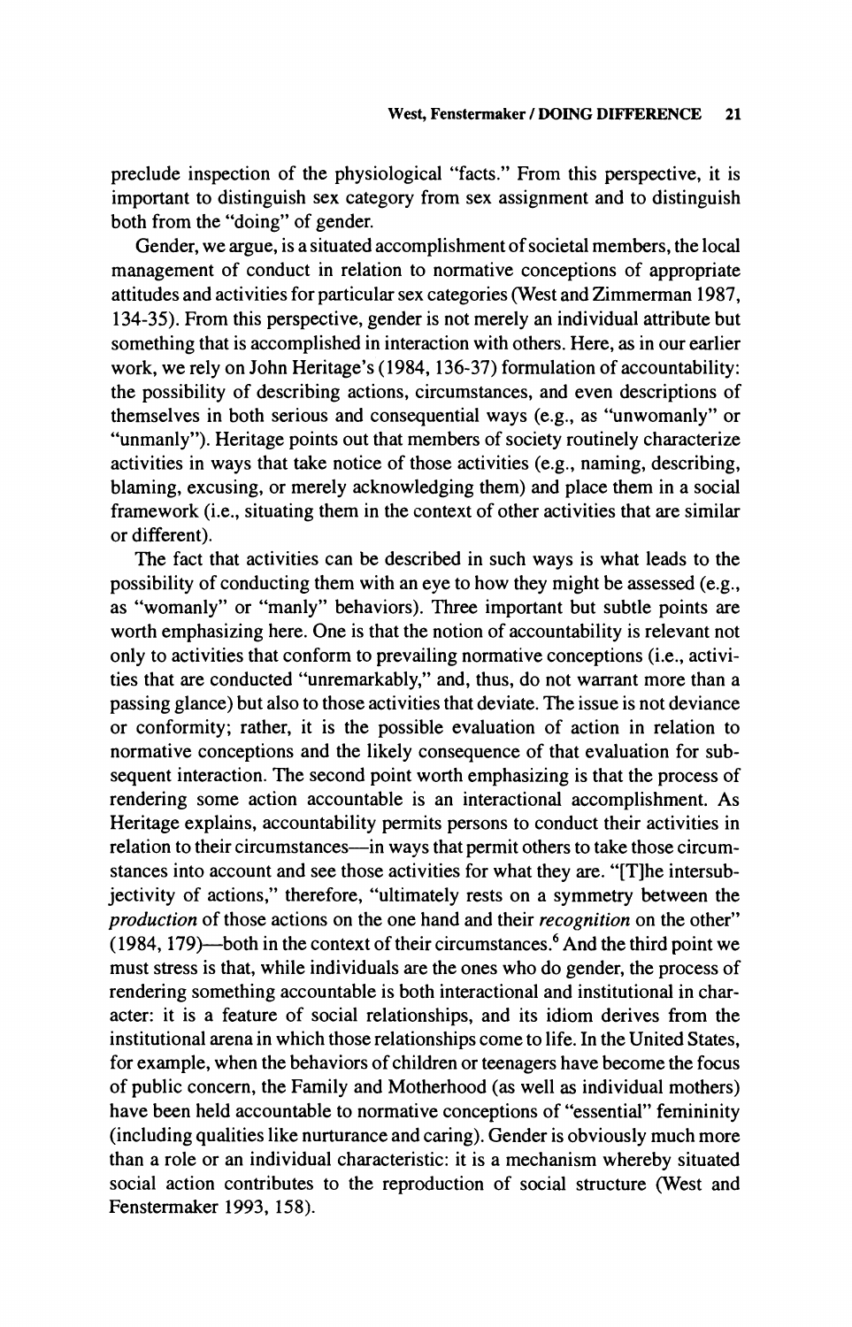preclude inspection of the physiological "facts." From this perspective, it is important to distinguish sex category from sex assignment and to distinguish both from the "doing" of gender.

Gender, we argue, is a situated accomplishment of societal members, the local management of conduct in relation to normative conceptions of appropriate attitudes and activities for particular sex categories (West and Zimmerman 1987, 134-35). From this perspective, gender is not merely an individual attribute but something that is accomplished in interaction with others. Here, as in our earlier work, we rely on John Heritage's (1984, 136-37) formulation of accountability: the possibility of describing actions, circumstances, and even descriptions of themselves in both serious and consequential ways (e.g., as "unwomanly" or "unmanly"). Heritage points out that members of society routinely characterize activities in ways that take notice of those activities (e.g., naming, describing, blaming, excusing, or merely acknowledging them) and place them in a social framework (i.e., situating them in the context of other activities that are similar or different).

The fact that activities can be described in such ways is what leads to the possibility of conducting them with an eye to how they might be assessed (e.g., as "womanly" or "manly" behaviors). Three important but subtle points are worth emphasizing here. One is that the notion of accountability is relevant not only to activities that conform to prevailing normative conceptions (i.e., activities that are conducted "unremarkably," and, thus, do not warrant more than a passing glance) but also to those activities that deviate. The issue is not deviance or conformity; rather, it is the possible evaluation of action in relation to normative conceptions and the likely consequence of that evaluation for subsequent interaction. The second point worth emphasizing is that the process of rendering some action accountable is an interactional accomplishment. As Heritage explains, accountability permits persons to conduct their activities in relation to their circumstances—in ways that permit others to take those circumstances into account and see those activities for what they are. "[T]he intersubjectivity of actions," therefore, "ultimately rests on a symmetry between the *production* of those actions on the one hand and their *recognition* on the other" (1984, 179)—both in the context of their circumstances.[6] And the third point we must stress is that, while individuals are the ones who do gender, the process of rendering something accountable is both interactional and institutional in character: it is a feature of social relationships, and its idiom derives from the institutional arena in which those relationships come to life. In the United States, for example, when the behaviors of children or teenagers have become the focus of public concern, the Family and Motherhood (as well as individual mothers) have been held accountable to normative conceptions of "essential" femininity (including qualities like nurturance and caring). Gender is obviously much more than a role or an individual characteristic: it is a mechanism whereby situated social action contributes to the reproduction of social structure (West and Fenstermaker 1993, 158).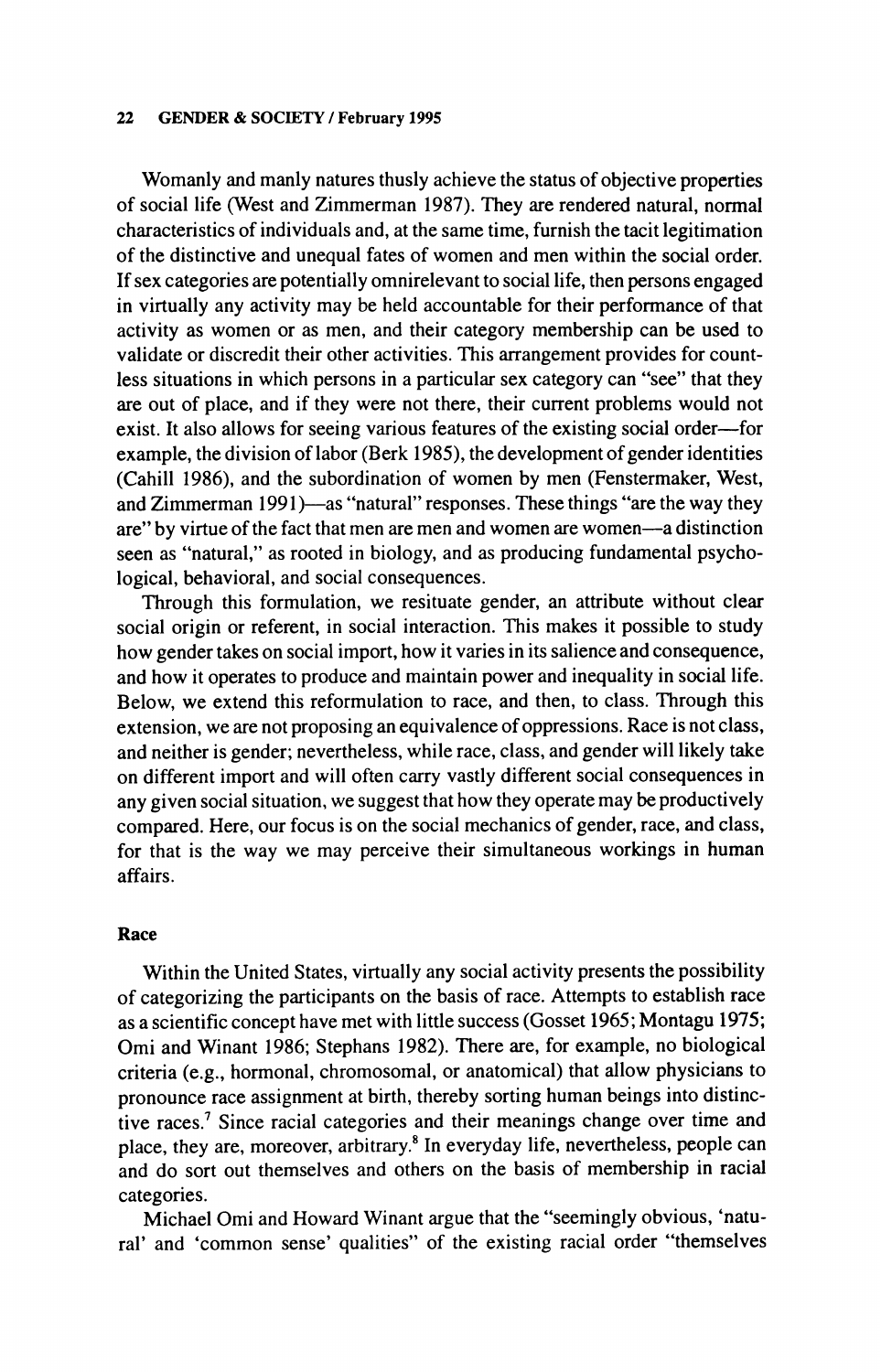Womanly and manly natures thusly achieve the status of objective properties of social life (West and Zimmerman 1987). They are rendered natural, normal characteristics of individuals and, at the same time, furnish the tacit legitimation of the distinctive and unequal fates of women and men within the social order. If sex categories are potentially omnirelevant to social life, then persons engaged in virtually any activity may be held accountable for their performance of that activity as women or as men, and their category membership can be used to validate or discredit their other activities. This arrangement provides for countless situations in which persons in a particular sex category can "see" that they are out of place, and if they were not there, their current problems would not exist. It also allows for seeing various features of the existing social order—for example, the division of labor (Berk 1985), the development of gender identities (Cahill 1986), and the subordination of women by men (Fenstermaker, West, and Zimmerman 1991)—as "natural" responses. These things "are the way they are" by virtue of the fact that men are men and women are women—a distinction seen as "natural," as rooted in biology, and as producing fundamental psychological, behavioral, and social consequences.

Through this formulation, we resituate gender, an attribute without clear social origin or referent, in social interaction. This makes it possible to study how gender takes on social import, how it varies in its salience and consequence, and how it operates to produce and maintain power and inequality in social life. Below, we extend this reformulation to race, and then, to class. Through this extension, we are not proposing an equivalence of oppressions. Race is not class, and neither is gender; nevertheless, while race, class, and gender will likely take on different import and will often carry vastly different social consequences in any given social situation, we suggest that how they operate may be productively compared. Here, our focus is on the social mechanics of gender, race, and class, for that is the way we may perceive their simultaneous workings in human affairs.

### Race

Within the United States, virtually any social activity presents the possibility of categorizing the participants on the basis of race. Attempts to establish race as a scientific concept have met with little success (Gosset 1965; Montagu 1975; Omi and Winant 1986; Stephans 1982). There are, for example, no biological criteria (e.g., hormonal, chromosomal, or anatomical) that allow physicians to pronounce race assignment at birth, thereby sorting human beings into distinctive races.[7] Since racial categories and their meanings change over time and place, they are, moreover, arbitrary.[8] In everyday life, nevertheless, people can and do sort out themselves and others on the basis of membership in racial categories.

Michael Omi and Howard Winant argue that the "seemingly obvious, 'natural' and 'common sense' qualities" of the existing racial order "themselves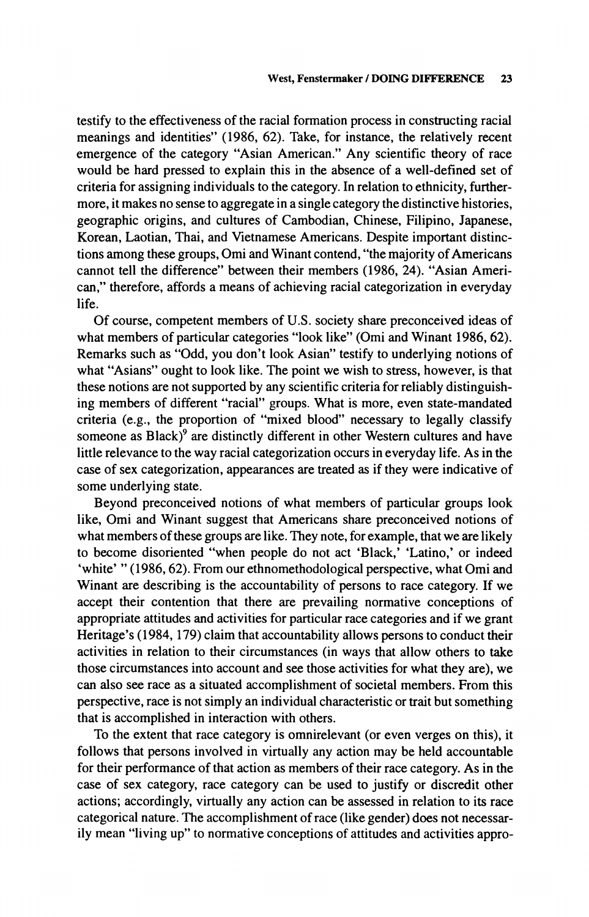testify to the effectiveness of the racial formation process in constructing racial meanings and identities" (1986, 62). Take, for instance, the relatively recent emergence of the category "Asian American." Any scientific theory of race would be hard pressed to explain this in the absence of a well-defined set of criteria for assigning individuals to the category. In relation to ethnicity, furthermore, it makes no sense to aggregate in a single category the distinctive histories, geographic origins, and cultures of Cambodian, Chinese, Filipino, Japanese, Korean, Laotian, Thai, and Vietnamese Americans. Despite important distinctions among these groups, Omi and Winant contend, "the majority of Americans cannot tell the difference" between their members (1986, 24). "Asian American," therefore, affords a means of achieving racial categorization in everyday life.

Of course, competent members of U.S. society share preconceived ideas of what members of particular categories "look like" (Omi and Winant 1986, 62). Remarks such as "Odd, you don't look Asian" testify to underlying notions of what "Asians" ought to look like. The point we wish to stress, however, is that these notions are not supported by any scientific criteria for reliably distinguishing members of different "racial" groups. What is more, even state-mandated criteria (e.g., the proportion of "mixed blood" necessary to legally classify someone as Black)[9] are distinctly different in other Western cultures and have little relevance to the way racial categorization occurs in everyday life. As in the case of sex categorization, appearances are treated as if they were indicative of some underlying state.

Beyond preconceived notions of what members of particular groups look like, Omi and Winant suggest that Americans share preconceived notions of what members of these groups are like. They note, for example, that we are likely to become disoriented "when people do not act 'Black,' 'Latino,' or indeed 'white' " (1986, 62). From our ethnomethodological perspective, what Omi and Winant are describing is the accountability of persons to race category. If we accept their contention that there are prevailing normative conceptions of appropriate attitudes and activities for particular race categories and if we grant Heritage's (1984, 179) claim that accountability allows persons to conduct their activities in relation to their circumstances (in ways that allow others to take those circumstances into account and see those activities for what they are), we can also see race as a situated accomplishment of societal members. From this perspective, race is not simply an individual characteristic or trait but something that is accomplished in interaction with others.

To the extent that race category is omnirelevant (or even verges on this), it follows that persons involved in virtually any action may be held accountable for their performance of that action as members of their race category. As in the case of sex category, race category can be used to justify or discredit other actions; accordingly, virtually any action can be assessed in relation to its race categorical nature. The accomplishment of race (like gender) does not necessarily mean "living up" to normative conceptions of attitudes and activities appro-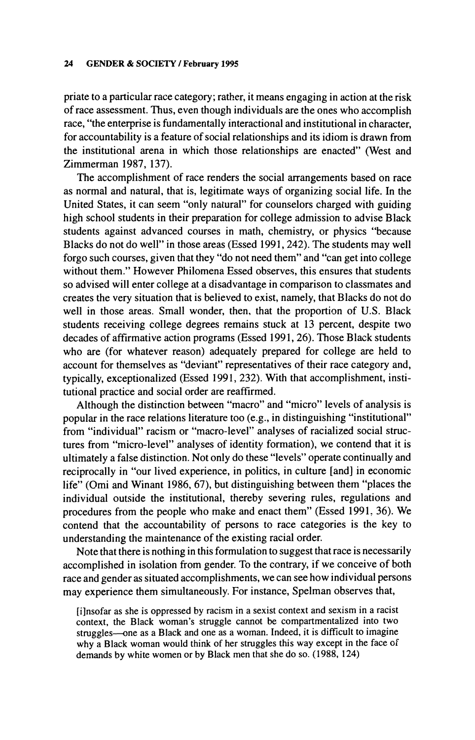priate to a particular race category; rather, it means engaging in action at the risk of race assessment. Thus, even though individuals are the ones who accomplish race, "the enterprise is fundamentally interactional and institutional in character, for accountability is a feature of social relationships and its idiom is drawn from the institutional arena in which those relationships are enacted" (West and Zimmerman 1987, 137).

The accomplishment of race renders the social arrangements based on race as normal and natural, that is, legitimate ways of organizing social life. In the United States, it can seem "only natural" for counselors charged with guiding high school students in their preparation for college admission to advise Black students against advanced courses in math, chemistry, or physics "because Blacks do not do well" in those areas (Essed 1991, 242). The students may well forgo such courses, given that they "do not need them" and "can get into college without them." However Philomena Essed observes, this ensures that students so advised will enter college at a disadvantage in comparison to classmates and creates the very situation that is believed to exist, namely, that Blacks do not do well in those areas. Small wonder, then, that the proportion of U.S. Black students receiving college degrees remains stuck at 13 percent, despite two decades of affirmative action programs (Essed 1991, 26). Those Black students who are (for whatever reason) adequately prepared for college are held to account for themselves as "deviant" representatives of their race category and, typically, exceptionalized (Essed 1991, 232). With that accomplishment, institutional practice and social order are reaffirmed.

Although the distinction between "macro" and "micro" levels of analysis is popular in the race relations literature too (e.g., in distinguishing "institutional" from "individual" racism or "macro-level" analyses of racialized social structures from "micro-level" analyses of identity formation), we contend that it is ultimately a false distinction. Not only do these "levels" operate continually and reciprocally in "our lived experience, in politics, in culture [and] in economic life" (Omi and Winant 1986, 67), but distinguishing between them "places the individual outside the institutional, thereby severing rules, regulations and procedures from the people who make and enact them" (Essed 1991, 36). We contend that the accountability of persons to race categories is the key to understanding the maintenance of the existing racial order.

Note that there is nothing in this formulation to suggest that race is necessarily accomplished in isolation from gender. To the contrary, if we conceive of both race and gender as situated accomplishments, we can see how individual persons may experience them simultaneously. For instance, Spelman observes that,

> [i]nsofar as she is oppressed by racism in a sexist context and sexism in a racist context, the Black woman's struggle cannot be compartmentalized into two struggles—one as a Black and one as a woman. Indeed, it is difficult to imagine why a Black woman would think of her struggles this way except in the face of demands by white women or by Black men that she do so. (1988, 124)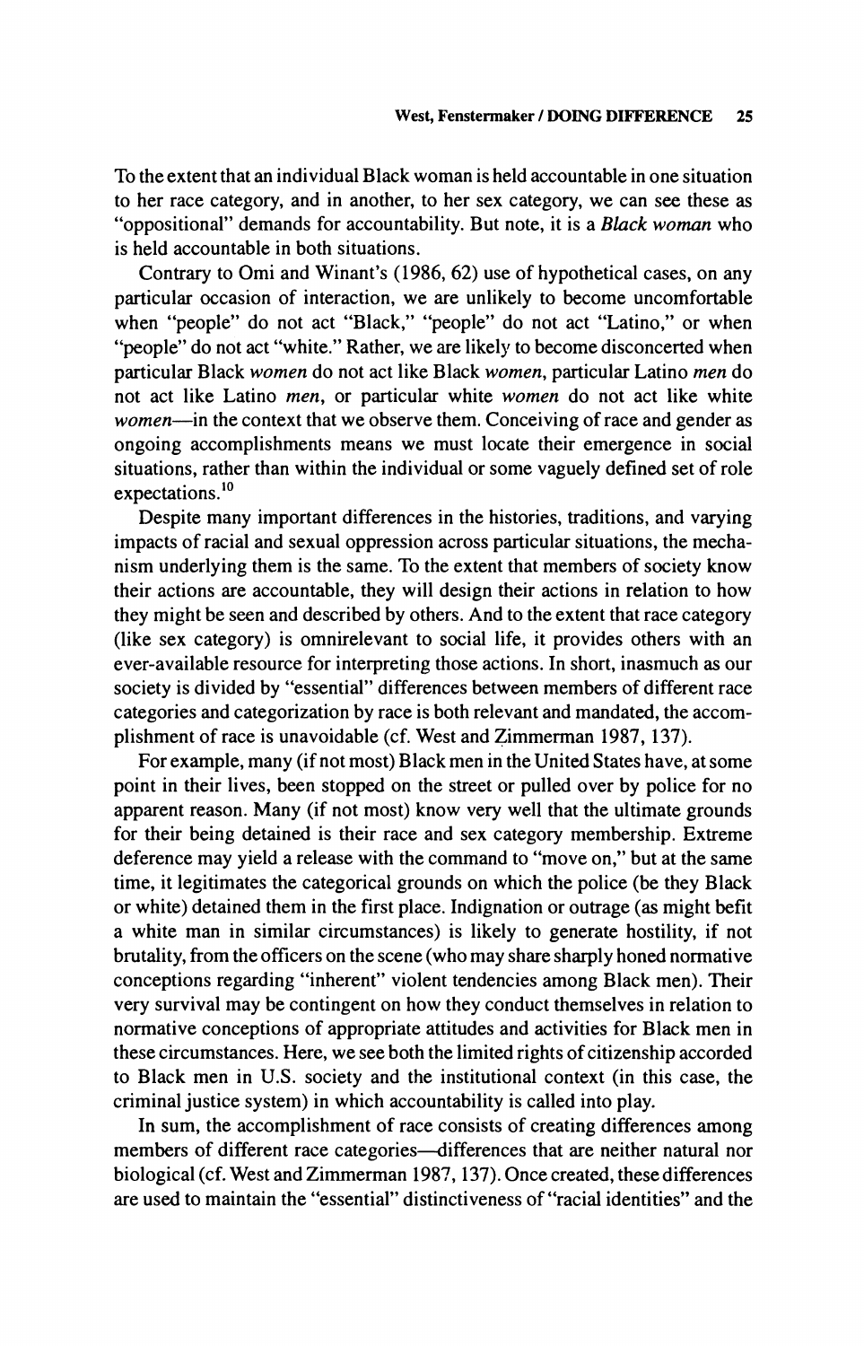To the extent that an individual Black woman is held accountable in one situation to her race category, and in another, to her sex category, we can see these as "oppositional" demands for accountability. But note, it is a *Black woman* who is held accountable in both situations.

Contrary to Omi and Winant's (1986, 62) use of hypothetical cases, on any particular occasion of interaction, we are unlikely to become uncomfortable when "people" do not act "Black," "people" do not act "Latino," or when "people" do not act "white." Rather, we are likely to become disconcerted when particular Black *women* do not act like Black *women*, particular Latino *men* do not act like Latino *men*, or particular white *women* do not act like white *women*—in the context that we observe them. Conceiving of race and gender as ongoing accomplishments means we must locate their emergence in social situations, rather than within the individual or some vaguely defined set of role expectations.[10]

Despite many important differences in the histories, traditions, and varying impacts of racial and sexual oppression across particular situations, the mechanism underlying them is the same. To the extent that members of society know their actions are accountable, they will design their actions in relation to how they might be seen and described by others. And to the extent that race category (like sex category) is omnirelevant to social life, it provides others with an ever-available resource for interpreting those actions. In short, inasmuch as our society is divided by "essential" differences between members of different race categories and categorization by race is both relevant and mandated, the accomplishment of race is unavoidable (cf. West and Zimmerman 1987, 137).

For example, many (if not most) Black men in the United States have, at some point in their lives, been stopped on the street or pulled over by police for no apparent reason. Many (if not most) know very well that the ultimate grounds for their being detained is their race and sex category membership. Extreme deference may yield a release with the command to "move on," but at the same time, it legitimates the categorical grounds on which the police (be they Black or white) detained them in the first place. Indignation or outrage (as might befit a white man in similar circumstances) is likely to generate hostility, if not brutality, from the officers on the scene (who may share sharply honed normative conceptions regarding "inherent" violent tendencies among Black men). Their very survival may be contingent on how they conduct themselves in relation to normative conceptions of appropriate attitudes and activities for Black men in these circumstances. Here, we see both the limited rights of citizenship accorded to Black men in U.S. society and the institutional context (in this case, the criminal justice system) in which accountability is called into play.

In sum, the accomplishment of race consists of creating differences among members of different race categories—differences that are neither natural nor biological (cf. West and Zimmerman 1987, 137). Once created, these differences are used to maintain the "essential" distinctiveness of "racial identities" and the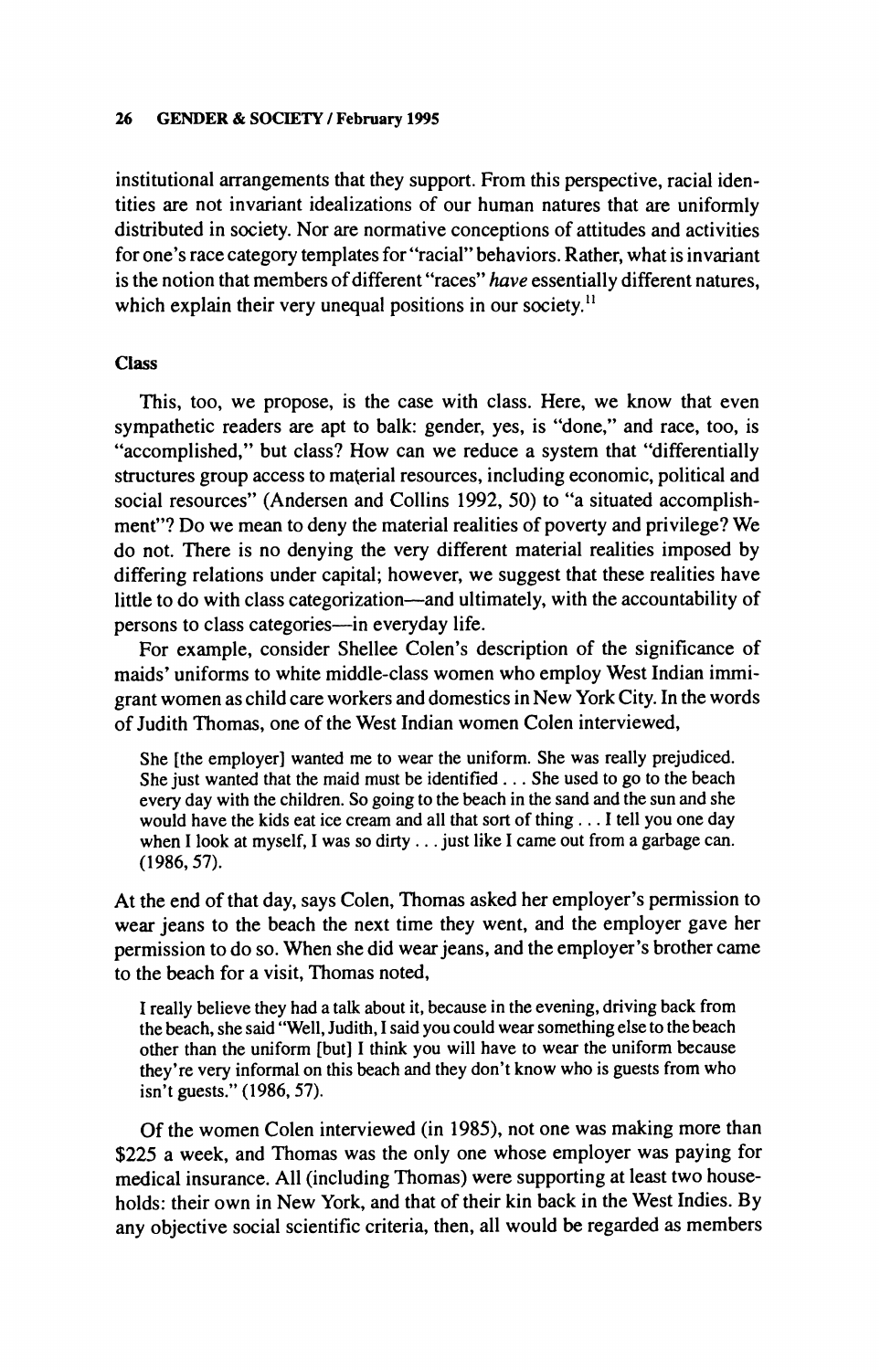institutional arrangements that they support. From this perspective, racial identities are not invariant idealizations of our human natures that are uniformly distributed in society. Nor are normative conceptions of attitudes and activities for one's race category templates for "racial" behaviors. Rather, what is invariant is the notion that members of different "races" *have* essentially different natures, which explain their very unequal positions in our society.[11]

### Class

This, too, we propose, is the case with class. Here, we know that even sympathetic readers are apt to balk: gender, yes, is "done," and race, too, is "accomplished," but class? How can we reduce a system that "differentially structures group access to material resources, including economic, political and social resources" (Andersen and Collins 1992, 50) to "a situated accomplishment"? Do we mean to deny the material realities of poverty and privilege? We do not. There is no denying the very different material realities imposed by differing relations under capital; however, we suggest that these realities have little to do with class categorization—and ultimately, with the accountability of persons to class categories—in everyday life.

For example, consider Shellee Colen's description of the significance of maids' uniforms to white middle-class women who employ West Indian immigrant women as child care workers and domestics in New York City. In the words of Judith Thomas, one of the West Indian women Colen interviewed,

> She [the employer] wanted me to wear the uniform. She was really prejudiced. She just wanted that the maid must be identified . . . She used to go to the beach every day with the children. So going to the beach in the sand and the sun and she would have the kids eat ice cream and all that sort of thing . . . I tell you one day when I look at myself, I was so dirty . . . just like I came out from a garbage can. (1986, 57).

At the end of that day, says Colen, Thomas asked her employer's permission to wear jeans to the beach the next time they went, and the employer gave her permission to do so. When she did wear jeans, and the employer's brother came to the beach for a visit, Thomas noted,

> I really believe they had a talk about it, because in the evening, driving back from the beach, she said "Well, Judith, I said you could wear something else to the beach other than the uniform [but] I think you will have to wear the uniform because they're very informal on this beach and they don't know who is guests from who isn't guests." (1986, 57).

Of the women Colen interviewed (in 1985), not one was making more than $225 a week, and Thomas was the only one whose employer was paying for medical insurance. All (including Thomas) were supporting at least two households: their own in New York, and that of their kin back in the West Indies. By any objective social scientific criteria, then, all would be regarded as members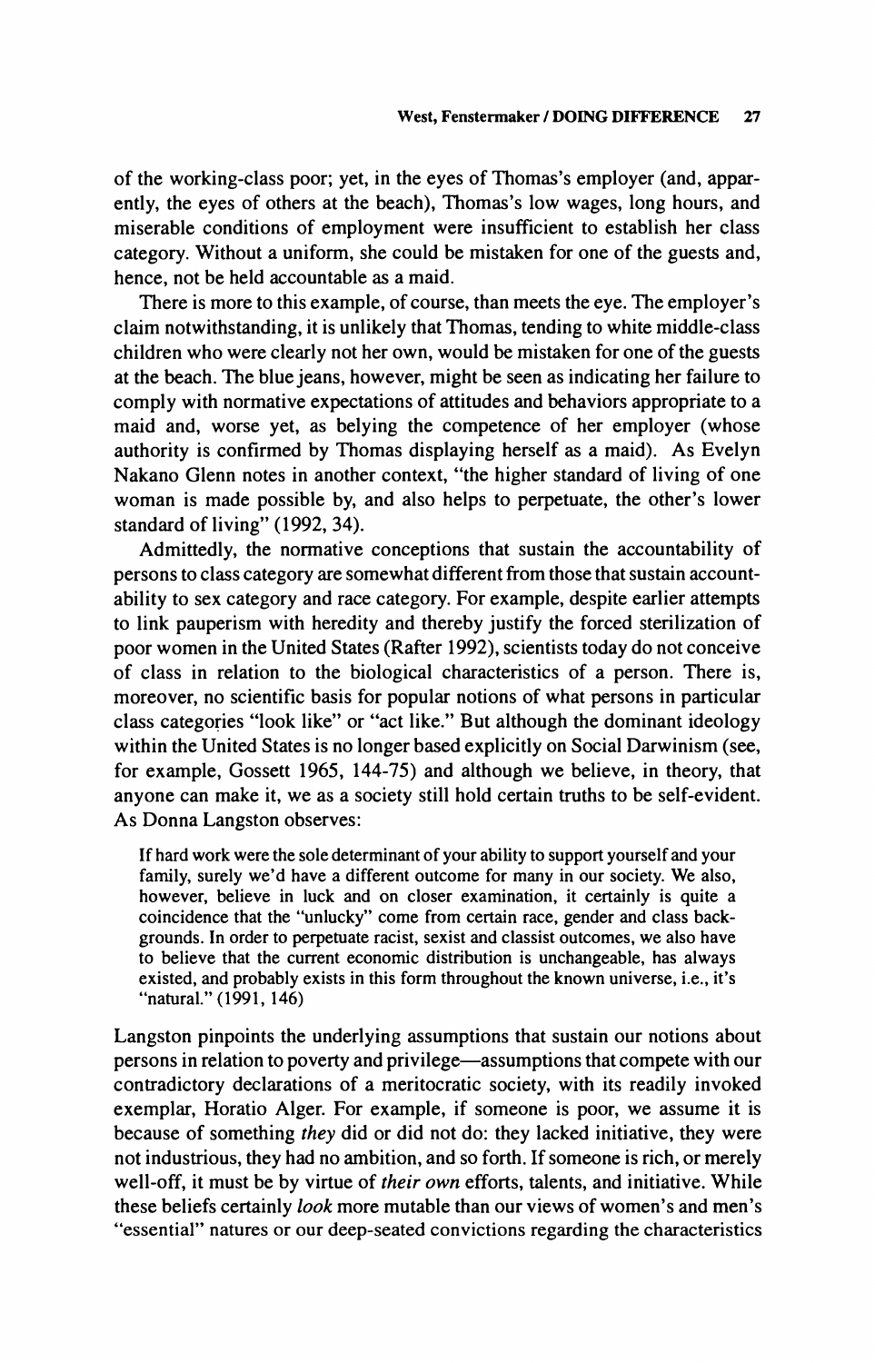of the working-class poor; yet, in the eyes of Thomas's employer (and, apparently, the eyes of others at the beach), Thomas's low wages, long hours, and miserable conditions of employment were insufficient to establish her class category. Without a uniform, she could be mistaken for one of the guests and, hence, not be held accountable as a maid.

There is more to this example, of course, than meets the eye. The employer's claim notwithstanding, it is unlikely that Thomas, tending to white middle-class children who were clearly not her own, would be mistaken for one of the guests at the beach. The blue jeans, however, might be seen as indicating her failure to comply with normative expectations of attitudes and behaviors appropriate to a maid and, worse yet, as belying the competence of her employer (whose authority is confirmed by Thomas displaying herself as a maid). As Evelyn Nakano Glenn notes in another context, "the higher standard of living of one woman is made possible by, and also helps to perpetuate, the other's lower standard of living" (1992, 34).

Admittedly, the normative conceptions that sustain the accountability of persons to class category are somewhat different from those that sustain accountability to sex category and race category. For example, despite earlier attempts to link pauperism with heredity and thereby justify the forced sterilization of poor women in the United States (Rafter 1992), scientists today do not conceive of class in relation to the biological characteristics of a person. There is, moreover, no scientific basis for popular notions of what persons in particular class categories "look like" or "act like." But although the dominant ideology within the United States is no longer based explicitly on Social Darwinism (see, for example, Gossett 1965, 144-75) and although we believe, in theory, that anyone can make it, we as a society still hold certain truths to be self-evident. As Donna Langston observes:

> If hard work were the sole determinant of your ability to support yourself and your family, surely we'd have a different outcome for many in our society. We also, however, believe in luck and on closer examination, it certainly is quite a coincidence that the "unlucky" come from certain race, gender and class backgrounds. In order to perpetuate racist, sexist and classist outcomes, we also have to believe that the current economic distribution is unchangeable, has always existed, and probably exists in this form throughout the known universe, i.e., it's "natural." (1991, 146)

Langston pinpoints the underlying assumptions that sustain our notions about persons in relation to poverty and privilege—assumptions that compete with our contradictory declarations of a meritocratic society, with its readily invoked exemplar, Horatio Alger. For example, if someone is poor, we assume it is because of something *they* did or did not do: they lacked initiative, they were not industrious, they had no ambition, and so forth. If someone is rich, or merely well-off, it must be by virtue of *their own* efforts, talents, and initiative. While these beliefs certainly *look* more mutable than our views of women's and men's "essential" natures or our deep-seated convictions regarding the characteristics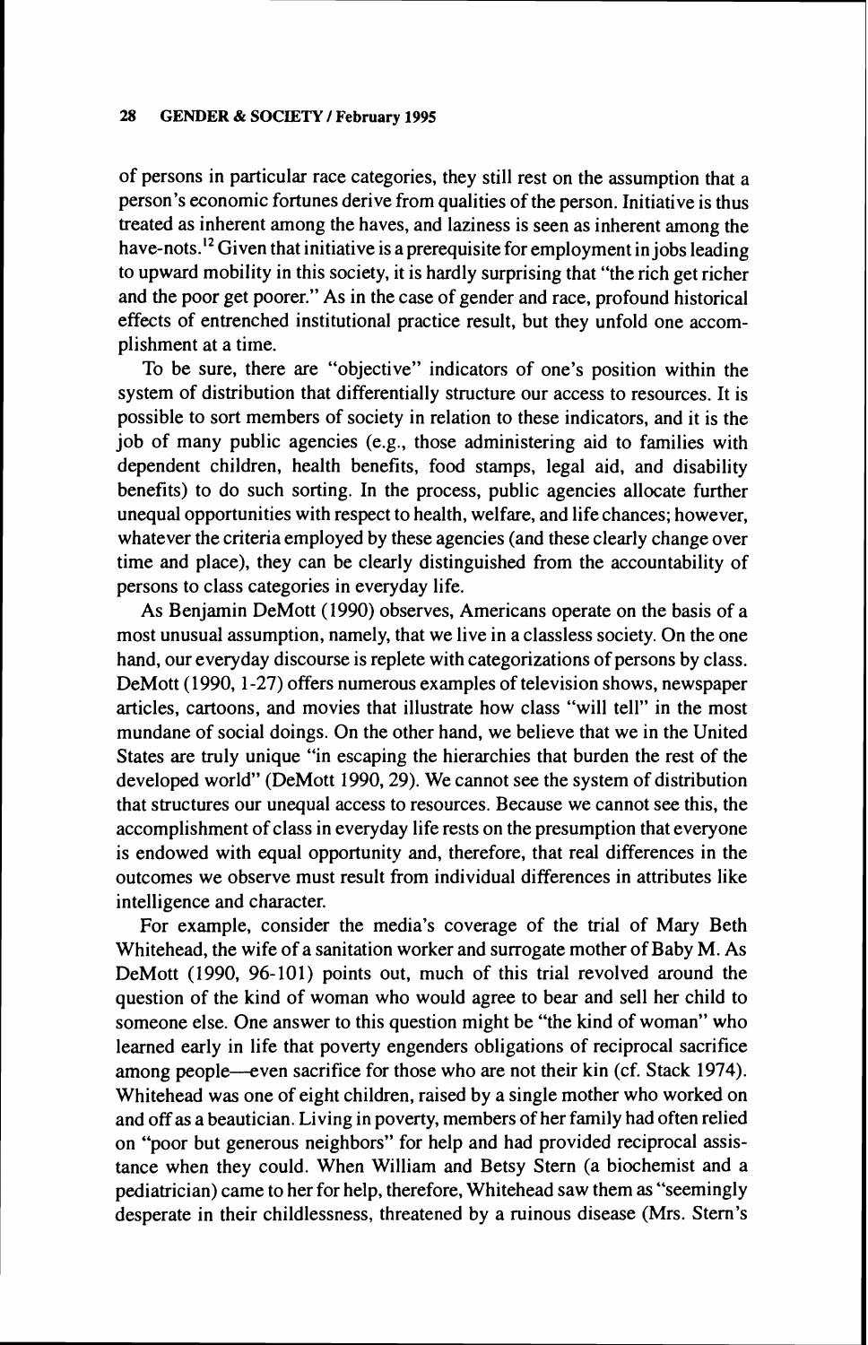of persons in particular race categories, they still rest on the assumption that a person's economic fortunes derive from qualities of the person. Initiative is thus treated as inherent among the haves, and laziness is seen as inherent among the have-nots.[12] Given that initiative is a prerequisite for employment in jobs leading to upward mobility in this society, it is hardly surprising that "the rich get richer and the poor get poorer." As in the case of gender and race, profound historical effects of entrenched institutional practice result, but they unfold one accomplishment at a time.

To be sure, there are "objective" indicators of one's position within the system of distribution that differentially structure our access to resources. It is possible to sort members of society in relation to these indicators, and it is the job of many public agencies (e.g., those administering aid to families with dependent children, health benefits, food stamps, legal aid, and disability benefits) to do such sorting. In the process, public agencies allocate further unequal opportunities with respect to health, welfare, and life chances; however, whatever the criteria employed by these agencies (and these clearly change over time and place), they can be clearly distinguished from the accountability of persons to class categories in everyday life.

As Benjamin DeMott (1990) observes, Americans operate on the basis of a most unusual assumption, namely, that we live in a classless society. On the one hand, our everyday discourse is replete with categorizations of persons by class. DeMott (1990, 1-27) offers numerous examples of television shows, newspaper articles, cartoons, and movies that illustrate how class "will tell" in the most mundane of social doings. On the other hand, we believe that we in the United States are truly unique "in escaping the hierarchies that burden the rest of the developed world" (DeMott 1990, 29). We cannot see the system of distribution that structures our unequal access to resources. Because we cannot see this, the accomplishment of class in everyday life rests on the presumption that everyone is endowed with equal opportunity and, therefore, that real differences in the outcomes we observe must result from individual differences in attributes like intelligence and character.

For example, consider the media's coverage of the trial of Mary Beth Whitehead, the wife of a sanitation worker and surrogate mother of Baby M. As DeMott (1990, 96-101) points out, much of this trial revolved around the question of the kind of woman who would agree to bear and sell her child to someone else. One answer to this question might be "the kind of woman" who learned early in life that poverty engenders obligations of reciprocal sacrifice among people—even sacrifice for those who are not their kin (cf. Stack 1974). Whitehead was one of eight children, raised by a single mother who worked on and off as a beautician. Living in poverty, members of her family had often relied on "poor but generous neighbors" for help and had provided reciprocal assistance when they could. When William and Betsy Stern (a biochemist and a pediatrician) came to her for help, therefore, Whitehead saw them as "seemingly desperate in their childlessness, threatened by a ruinous disease (Mrs. Stern's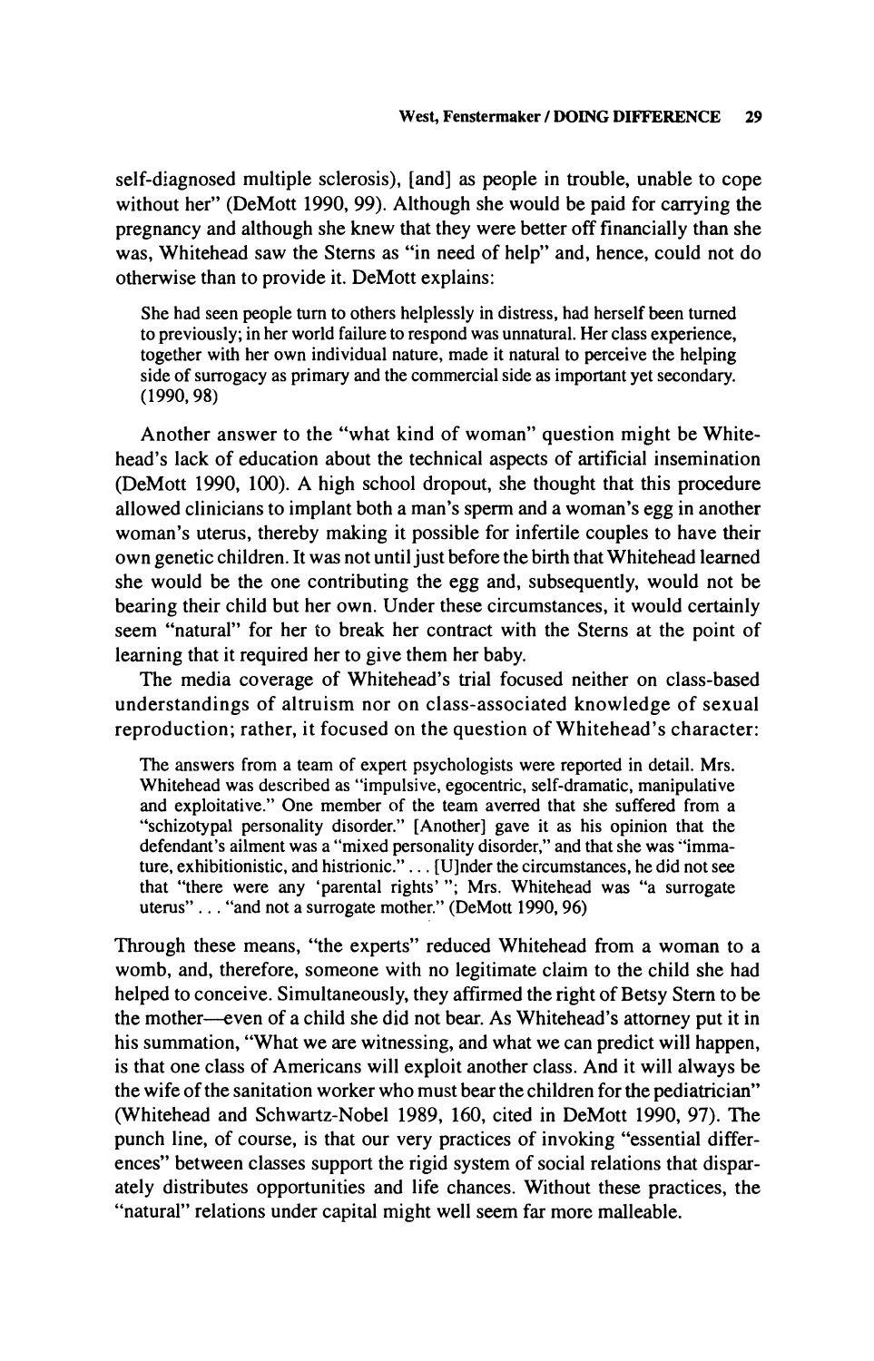self-diagnosed multiple sclerosis), [and] as people in trouble, unable to cope without her" (DeMott 1990, 99). Although she would be paid for carrying the pregnancy and although she knew that they were better off financially than she was, Whitehead saw the Sterns as "in need of help" and, hence, could not do otherwise than to provide it. DeMott explains:

> She had seen people turn to others helplessly in distress, had herself been turned to previously; in her world failure to respond was unnatural. Her class experience, together with her own individual nature, made it natural to perceive the helping side of surrogacy as primary and the commercial side as important yet secondary. (1990, 98)

Another answer to the "what kind of woman" question might be Whitehead's lack of education about the technical aspects of artificial insemination (DeMott 1990, 100). A high school dropout, she thought that this procedure allowed clinicians to implant both a man's sperm and a woman's egg in another woman's uterus, thereby making it possible for infertile couples to have their own genetic children. It was not until just before the birth that Whitehead learned she would be the one contributing the egg and, subsequently, would not be bearing their child but her own. Under these circumstances, it would certainly seem "natural" for her to break her contract with the Sterns at the point of learning that it required her to give them her baby.

The media coverage of Whitehead's trial focused neither on class-based understandings of altruism nor on class-associated knowledge of sexual reproduction; rather, it focused on the question of Whitehead's character:

> The answers from a team of expert psychologists were reported in detail. Mrs. Whitehead was described as "impulsive, egocentric, self-dramatic, manipulative and exploitative." One member of the team averred that she suffered from a "schizotypal personality disorder." [Another] gave it as his opinion that the defendant's ailment was a "mixed personality disorder," and that she was "immature, exhibitionistic, and histrionic." . . . [U]nder the circumstances, he did not see that "there were any 'parental rights' "; Mrs. Whitehead was "a surrogate uterus" . . . "and not a surrogate mother." (DeMott 1990, 96)

Through these means, "the experts" reduced Whitehead from a woman to a womb, and, therefore, someone with no legitimate claim to the child she had helped to conceive. Simultaneously, they affirmed the right of Betsy Stern to be the mother—even of a child she did not bear. As Whitehead's attorney put it in his summation, "What we are witnessing, and what we can predict will happen, is that one class of Americans will exploit another class. And it will always be the wife of the sanitation worker who must bear the children for the pediatrician" (Whitehead and Schwartz-Nobel 1989, 160, cited in DeMott 1990, 97). The punch line, of course, is that our very practices of invoking "essential differences" between classes support the rigid system of social relations that disparately distributes opportunities and life chances. Without these practices, the "natural" relations under capital might well seem far more malleable.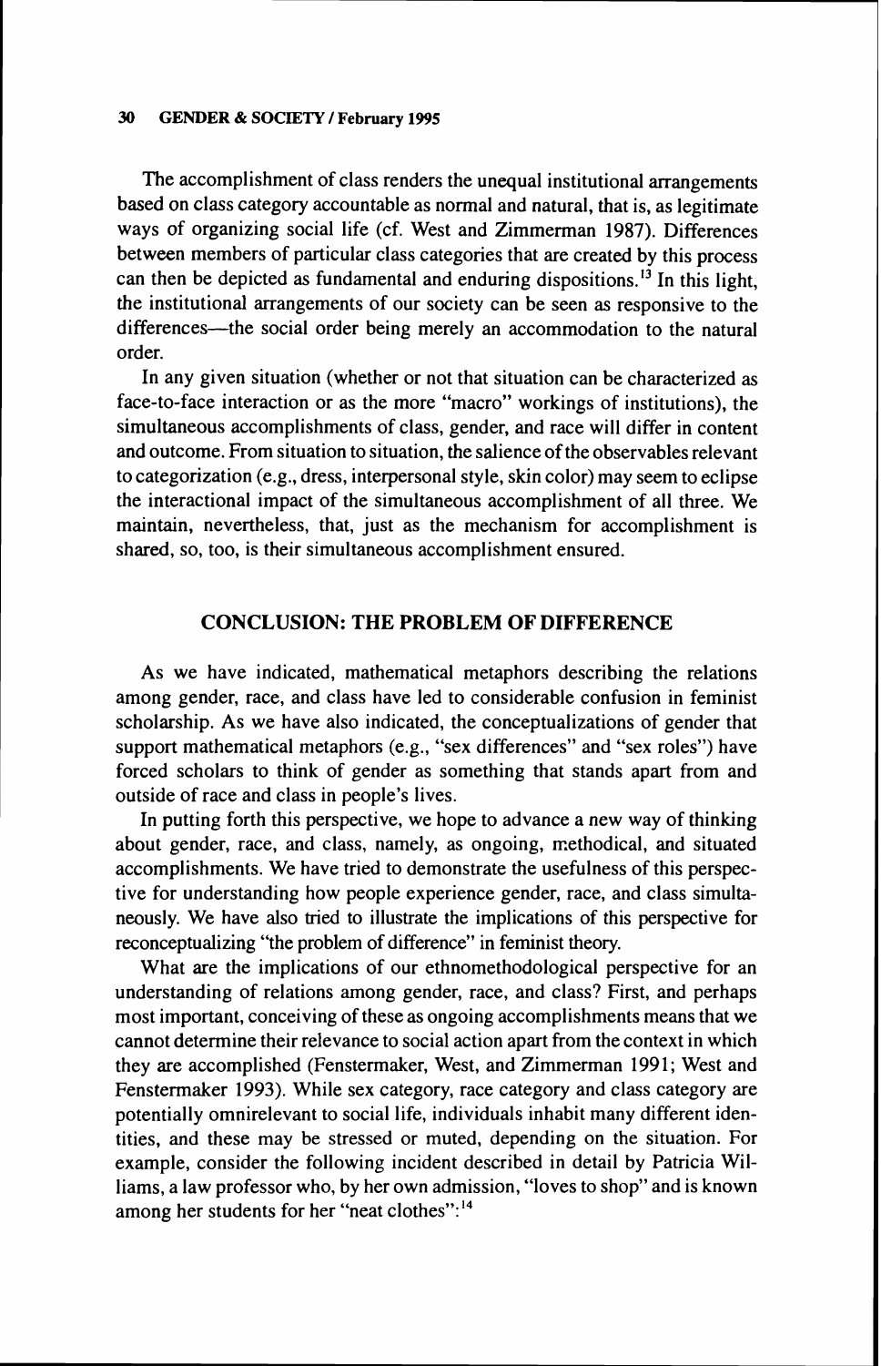The accomplishment of class renders the unequal institutional arrangements based on class category accountable as normal and natural, that is, as legitimate ways of organizing social life (cf. West and Zimmerman 1987). Differences between members of particular class categories that are created by this process can then be depicted as fundamental and enduring dispositions.[13] In this light, the institutional arrangements of our society can be seen as responsive to the differences—the social order being merely an accommodation to the natural order.

In any given situation (whether or not that situation can be characterized as face-to-face interaction or as the more "macro" workings of institutions), the simultaneous accomplishments of class, gender, and race will differ in content and outcome. From situation to situation, the salience of the observables relevant to categorization (e.g., dress, interpersonal style, skin color) may seem to eclipse the interactional impact of the simultaneous accomplishment of all three. We maintain, nevertheless, that, just as the mechanism for accomplishment is shared, so, too, is their simultaneous accomplishment ensured.

## CONCLUSION: THE PROBLEM OF DIFFERENCE

As we have indicated, mathematical metaphors describing the relations among gender, race, and class have led to considerable confusion in feminist scholarship. As we have also indicated, the conceptualizations of gender that support mathematical metaphors (e.g., "sex differences" and "sex roles") have forced scholars to think of gender as something that stands apart from and outside of race and class in people's lives.

In putting forth this perspective, we hope to advance a new way of thinking about gender, race, and class, namely, as ongoing, methodical, and situated accomplishments. We have tried to demonstrate the usefulness of this perspective for understanding how people experience gender, race, and class simultaneously. We have also tried to illustrate the implications of this perspective for reconceptualizing "the problem of difference" in feminist theory.

What are the implications of our ethnomethodological perspective for an understanding of relations among gender, race, and class? First, and perhaps most important, conceiving of these as ongoing accomplishments means that we cannot determine their relevance to social action apart from the context in which they are accomplished (Fenstermaker, West, and Zimmerman 1991; West and Fenstermaker 1993). While sex category, race category and class category are potentially omnirelevant to social life, individuals inhabit many different identities, and these may be stressed or muted, depending on the situation. For example, consider the following incident described in detail by Patricia Williams, a law professor who, by her own admission, "loves to shop" and is known among her students for her "neat clothes":[14]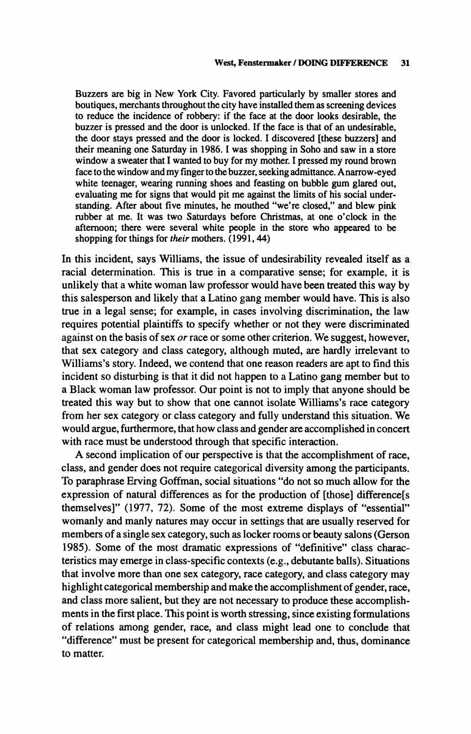> Buzzers are big in New York City. Favored particularly by smaller stores and boutiques, merchants throughout the city have installed them as screening devices to reduce the incidence of robbery: if the face at the door looks desirable, the buzzer is pressed and the door is unlocked. If the face is that of an undesirable, the door stays pressed and the door is locked. I discovered [these buzzers] and their meaning one Saturday in 1986. I was shopping in Soho and saw in a store window a sweater that I wanted to buy for my mother. I pressed my round brown face to the window and my finger to the buzzer, seeking admittance. A narrow-eyed white teenager, wearing running shoes and feasting on bubble gum glared out, evaluating me for signs that would pit me against the limits of his social understanding. After about five minutes, he mouthed "we're closed," and blew pink rubber at me. It was two Saturdays before Christmas, at one o'clock in the afternoon; there were several white people in the store who appeared to be shopping for things for *their* mothers. (1991, 44)

In this incident, says Williams, the issue of undesirability revealed itself as a racial determination. This is true in a comparative sense; for example, it is unlikely that a white woman law professor would have been treated this way by this salesperson and likely that a Latino gang member would have. This is also true in a legal sense; for example, in cases involving discrimination, the law requires potential plaintiffs to specify whether or not they were discriminated against on the basis of sex *or* race or some other criterion. We suggest, however, that sex category and class category, although muted, are hardly irrelevant to Williams's story. Indeed, we contend that one reason readers are apt to find this incident so disturbing is that it did not happen to a Latino gang member but to a Black woman law professor. Our point is not to imply that anyone should be treated this way but to show that one cannot isolate Williams's race category from her sex category or class category and fully understand this situation. We would argue, furthermore, that how class and gender are accomplished in concert with race must be understood through that specific interaction.

A second implication of our perspective is that the accomplishment of race, class, and gender does not require categorical diversity among the participants. To paraphrase Erving Goffman, social situations "do not so much allow for the expression of natural differences as for the production of [those] difference[s themselves]" (1977, 72). Some of the most extreme displays of "essential" womanly and manly natures may occur in settings that are usually reserved for members of a single sex category, such as locker rooms or beauty salons (Gerson 1985). Some of the most dramatic expressions of "definitive" class characteristics may emerge in class-specific contexts (e.g., debutante balls). Situations that involve more than one sex category, race category, and class category may highlight categorical membership and make the accomplishment of gender, race, and class more salient, but they are not necessary to produce these accomplishments in the first place. This point is worth stressing, since existing formulations of relations among gender, race, and class might lead one to conclude that "difference" must be present for categorical membership and, thus, dominance to matter.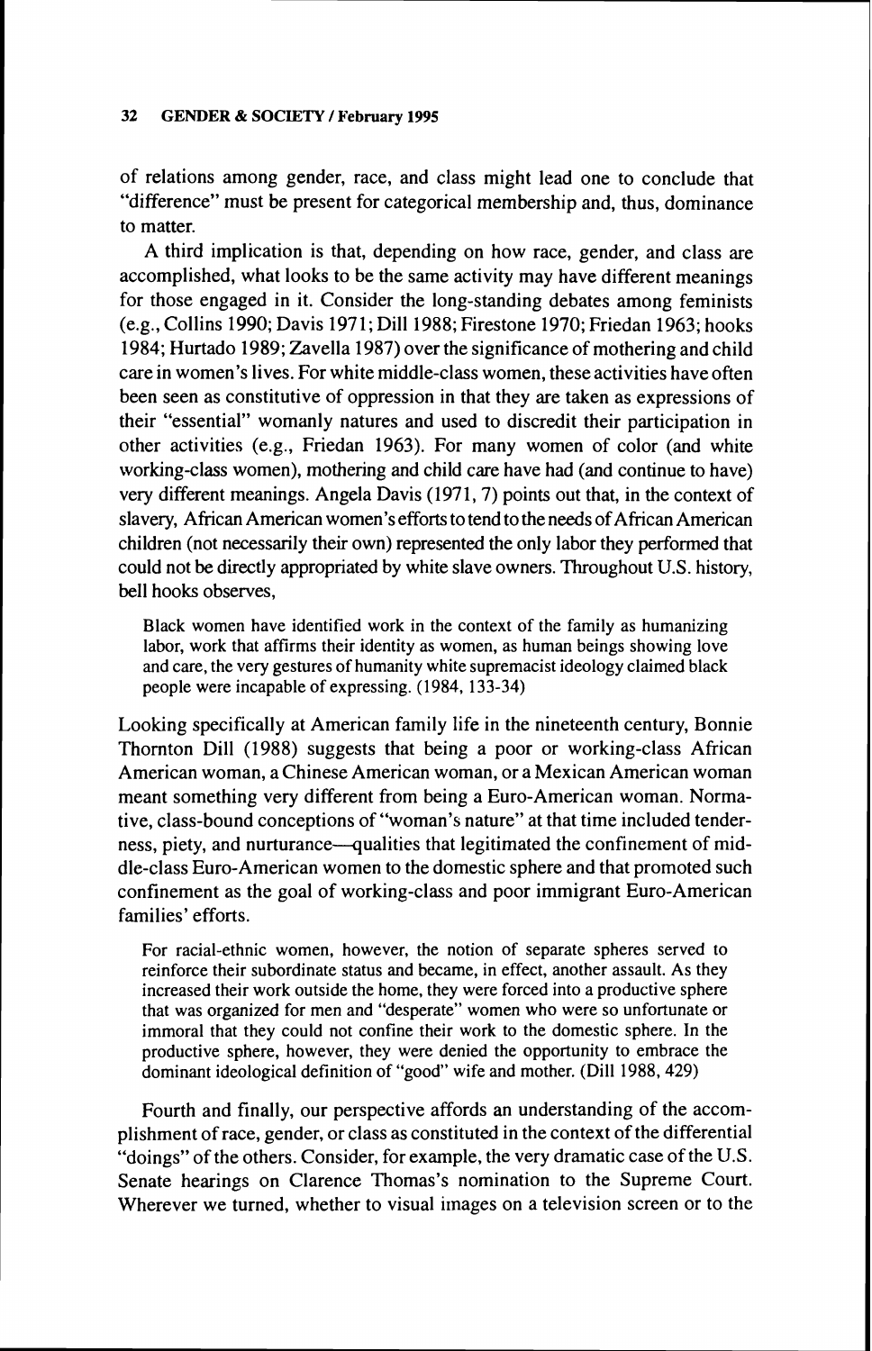of relations among gender, race, and class might lead one to conclude that "difference" must be present for categorical membership and, thus, dominance to matter.

A third implication is that, depending on how race, gender, and class are accomplished, what looks to be the same activity may have different meanings for those engaged in it. Consider the long-standing debates among feminists (e.g., Collins 1990; Davis 1971; Dill 1988; Firestone 1970; Friedan 1963; hooks 1984; Hurtado 1989; Zavella 1987) over the significance of mothering and child care in women's lives. For white middle-class women, these activities have often been seen as constitutive of oppression in that they are taken as expressions of their "essential" womanly natures and used to discredit their participation in other activities (e.g., Friedan 1963). For many women of color (and white working-class women), mothering and child care have had (and continue to have) very different meanings. Angela Davis (1971, 7) points out that, in the context of slavery, African American women's efforts to tend to the needs of African American children (not necessarily their own) represented the only labor they performed that could not be directly appropriated by white slave owners. Throughout U.S. history, bell hooks observes,

> Black women have identified work in the context of the family as humanizing labor, work that affirms their identity as women, as human beings showing love and care, the very gestures of humanity white supremacist ideology claimed black people were incapable of expressing. (1984, 133-34)

Looking specifically at American family life in the nineteenth century, Bonnie Thornton Dill (1988) suggests that being a poor or working-class African American woman, a Chinese American woman, or a Mexican American woman meant something very different from being a Euro-American woman. Normative, class-bound conceptions of "woman's nature" at that time included tenderness, piety, and nurturance—qualities that legitimated the confinement of middle-class Euro-American women to the domestic sphere and that promoted such confinement as the goal of working-class and poor immigrant Euro-American families' efforts.

> For racial-ethnic women, however, the notion of separate spheres served to reinforce their subordinate status and became, in effect, another assault. As they increased their work outside the home, they were forced into a productive sphere that was organized for men and "desperate" women who were so unfortunate or immoral that they could not confine their work to the domestic sphere. In the productive sphere, however, they were denied the opportunity to embrace the dominant ideological definition of "good" wife and mother. (Dill 1988, 429)

Fourth and finally, our perspective affords an understanding of the accomplishment of race, gender, or class as constituted in the context of the differential "doings" of the others. Consider, for example, the very dramatic case of the U.S. Senate hearings on Clarence Thomas's nomination to the Supreme Court. Wherever we turned, whether to visual images on a television screen or to the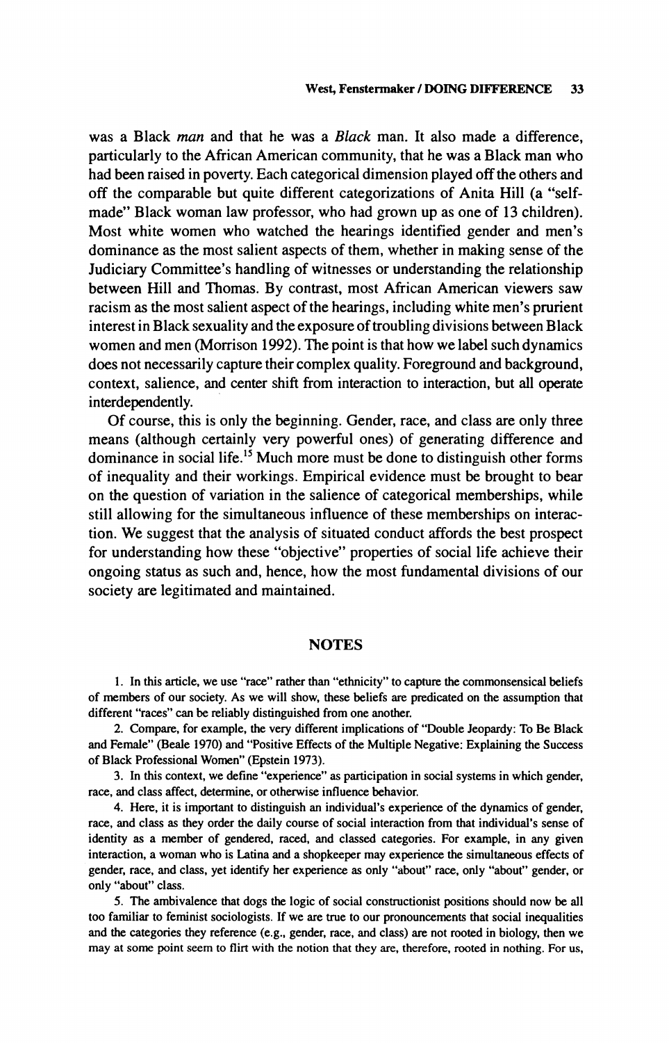was a Black *man* and that he was a *Black* man. It also made a difference, particularly to the African American community, that he was a Black man who had been raised in poverty. Each categorical dimension played off the others and off the comparable but quite different categorizations of Anita Hill (a "self-made" Black woman law professor, who had grown up as one of 13 children). Most white women who watched the hearings identified gender and men's dominance as the most salient aspects of them, whether in making sense of the Judiciary Committee's handling of witnesses or understanding the relationship between Hill and Thomas. By contrast, most African American viewers saw racism as the most salient aspect of the hearings, including white men's prurient interest in Black sexuality and the exposure of troubling divisions between Black women and men (Morrison 1992). The point is that how we label such dynamics does not necessarily capture their complex quality. Foreground and background, context, salience, and center shift from interaction to interaction, but all operate interdependently.

Of course, this is only the beginning. Gender, race, and class are only three means (although certainly very powerful ones) of generating difference and dominance in social life.[15] Much more must be done to distinguish other forms of inequality and their workings. Empirical evidence must be brought to bear on the question of variation in the salience of categorical memberships, while still allowing for the simultaneous influence of these memberships on interaction. We suggest that the analysis of situated conduct affords the best prospect for understanding how these "objective" properties of social life achieve their ongoing status as such and, hence, how the most fundamental divisions of our society are legitimated and maintained.

## NOTES

1. In this article, we use "race" rather than "ethnicity" to capture the commonsensical beliefs of members of our society. As we will show, these beliefs are predicated on the assumption that different "races" can be reliably distinguished from one another.

2. Compare, for example, the very different implications of "Double Jeopardy: To Be Black and Female" (Beale 1970) and "Positive Effects of the Multiple Negative: Explaining the Success of Black Professional Women" (Epstein 1973).

3. In this context, we define "experience" as participation in social systems in which gender, race, and class affect, determine, or otherwise influence behavior.

4. Here, it is important to distinguish an individual's experience of the dynamics of gender, race, and class as they order the daily course of social interaction from that individual's sense of identity as a member of gendered, raced, and classed categories. For example, in any given interaction, a woman who is Latina and a shopkeeper may experience the simultaneous effects of gender, race, and class, yet identify her experience as only "about" race, only "about" gender, or only "about" class.

5. The ambivalence that dogs the logic of social constructionist positions should now be all too familiar to feminist sociologists. If we are true to our pronouncements that social inequalities and the categories they reference (e.g., gender, race, and class) are not rooted in biology, then we may at some point seem to flirt with the notion that they are, therefore, rooted in nothing. For us,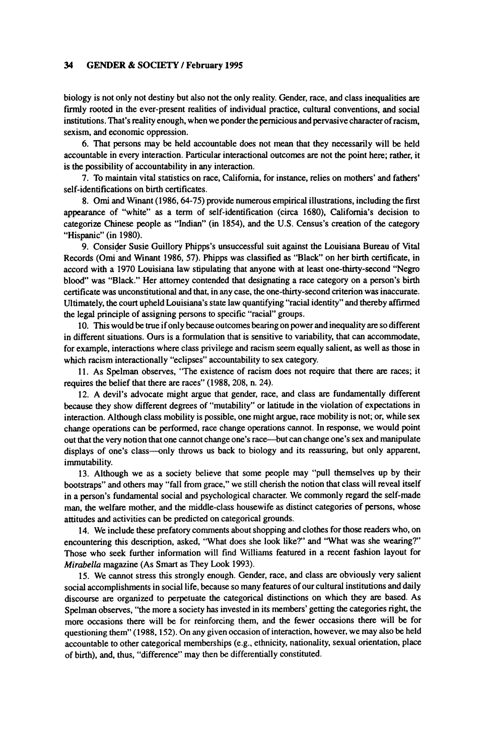biology is not only not destiny but also not the only reality. Gender, race, and class inequalities are firmly rooted in the ever-present realities of individual practice, cultural conventions, and social institutions. That's reality enough, when we ponder the pernicious and pervasive character of racism, sexism, and economic oppression.

6. That persons may be held accountable does not mean that they necessarily will be held accountable in every interaction. Particular interactional outcomes are not the point here; rather, it is the possibility of accountability in any interaction.

7. To maintain vital statistics on race, California, for instance, relies on mothers' and fathers' self-identifications on birth certificates.

8. Omi and Winant (1986, 64-75) provide numerous empirical illustrations, including the first appearance of "white" as a term of self-identification (circa 1680), California's decision to categorize Chinese people as "Indian" (in 1854), and the U.S. Census's creation of the category "Hispanic" (in 1980).

9. Consider Susie Guillory Phipps's unsuccessful suit against the Louisiana Bureau of Vital Records (Omi and Winant 1986, 57). Phipps was classified as "Black" on her birth certificate, in accord with a 1970 Louisiana law stipulating that anyone with at least one-thirty-second "Negro blood" was "Black." Her attorney contended that designating a race category on a person's birth certificate was unconstitutional and that, in any case, the one-thirty-second criterion was inaccurate. Ultimately, the court upheld Louisiana's state law quantifying "racial identity" and thereby affirmed the legal principle of assigning persons to specific "racial" groups.

10. This would be true if only because outcomes bearing on power and inequality are so different in different situations. Ours is a formulation that is sensitive to variability, that can accommodate, for example, interactions where class privilege and racism seem equally salient, as well as those in which racism interactionally "eclipses" accountability to sex category.

11. As Spelman observes, "The existence of racism does not require that there are races; it requires the belief that there are races" (1988, 208, n. 24).

12. A devil's advocate might argue that gender, race, and class are fundamentally different because they show different degrees of "mutability" or latitude in the violation of expectations in interaction. Although class mobility is possible, one might argue, race mobility is not; or, while sex change operations can be performed, race change operations cannot. In response, we would point out that the very notion that one cannot change one's race—but can change one's sex and manipulate displays of one's class—only throws us back to biology and its reassuring, but only apparent, immutability.

13. Although we as a society believe that some people may "pull themselves up by their bootstraps" and others may "fall from grace," we still cherish the notion that class will reveal itself in a person's fundamental social and psychological character. We commonly regard the self-made man, the welfare mother, and the middle-class housewife as distinct categories of persons, whose attitudes and activities can be predicted on categorical grounds.

14. We include these prefatory comments about shopping and clothes for those readers who, on encountering this description, asked, "What does she look like?" and "What was she wearing?" Those who seek further information will find Williams featured in a recent fashion layout for *Mirabella* magazine (As Smart as They Look 1993).

15. We cannot stress this strongly enough. Gender, race, and class are obviously very salient social accomplishments in social life, because so many features of our cultural institutions and daily discourse are organized to perpetuate the categorical distinctions on which they are based. As Spelman observes, "the more a society has invested in its members' getting the categories right, the more occasions there will be for reinforcing them, and the fewer occasions there will be for questioning them" (1988, 152). On any given occasion of interaction, however, we may also be held accountable to other categorical memberships (e.g., ethnicity, nationality, sexual orientation, place of birth), and, thus, "difference" may then be differentially constituted.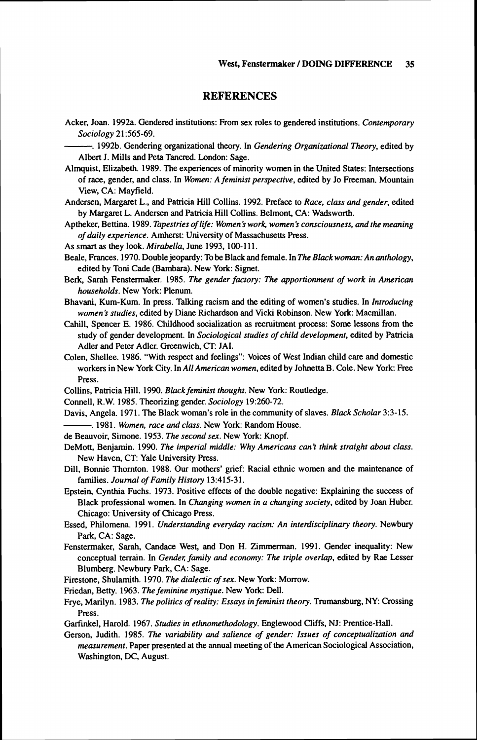## REFERENCES

Acker, Joan. 1992a. Gendered institutions: From sex roles to gendered institutions. *Contemporary Sociology* 21:565-69.

———. 1992b. Gendering organizational theory. In *Gendering Organizational Theory*, edited by Albert J. Mills and Peta Tancred. London: Sage.

Almquist, Elizabeth. 1989. The experiences of minority women in the United States: Intersections of race, gender, and class. In *Women: A feminist perspective*, edited by Jo Freeman. Mountain View, CA: Mayfield.

Andersen, Margaret L., and Patricia Hill Collins. 1992. Preface to *Race, class and gender*, edited by Margaret L. Andersen and Patricia Hill Collins. Belmont, CA: Wadsworth.

Aptheker, Bettina. 1989. *Tapestries of life: Women's work, women's consciousness, and the meaning of daily experience*. Amherst: University of Massachusetts Press.

As smart as they look. *Mirabella*, June 1993, 100-111.

Beale, Frances. 1970. Double jeopardy: To be Black and female. In *The Black woman: An anthology*, edited by Toni Cade (Bambara). New York: Signet.

Berk, Sarah Fenstermaker. 1985. *The gender factory: The apportionment of work in American households*. New York: Plenum.

Bhavani, Kum-Kum. In press. Talking racism and the editing of women's studies. In *Introducing women's studies*, edited by Diane Richardson and Vicki Robinson. New York: Macmillan.

Cahill, Spencer E. 1986. Childhood socialization as recruitment process: Some lessons from the study of gender development. In *Sociological studies of child development*, edited by Patricia Adler and Peter Adler. Greenwich, CT: JAI.

Colen, Shellee. 1986. "With respect and feelings": Voices of West Indian child care and domestic workers in New York City. In *All American women*, edited by Johnetta B. Cole. New York: Free Press.

Collins, Patricia Hill. 1990. *Black feminist thought*. New York: Routledge.

Connell, R.W. 1985. Theorizing gender. *Sociology* 19:260-72.

Davis, Angela. 1971. The Black woman's role in the community of slaves. *Black Scholar* 3:3-15.

———. 1981. *Women, race and class*. New York: Random House.

de Beauvoir, Simone. 1953. *The second sex*. New York: Knopf.

DeMott, Benjamin. 1990. *The imperial middle: Why Americans can't think straight about class*. New Haven, CT: Yale University Press.

Dill, Bonnie Thornton. 1988. Our mothers' grief: Racial ethnic women and the maintenance of families. *Journal of Family History* 13:415-31.

Epstein, Cynthia Fuchs. 1973. Positive effects of the double negative: Explaining the success of Black professional women. In *Changing women in a changing society*, edited by Joan Huber. Chicago: University of Chicago Press.

Essed, Philomena. 1991. *Understanding everyday racism: An interdisciplinary theory*. Newbury Park, CA: Sage.

Fenstermaker, Sarah, Candace West, and Don H. Zimmerman. 1991. Gender inequality: New conceptual terrain. In *Gender, family and economy: The triple overlap*, edited by Rae Lesser Blumberg. Newbury Park, CA: Sage.

Firestone, Shulamith. 1970. *The dialectic of sex*. New York: Morrow.

Friedan, Betty. 1963. *The feminine mystique*. New York: Dell.

Frye, Marilyn. 1983. *The politics of reality: Essays in feminist theory*. Trumansburg, NY: Crossing Press.

Garfinkel, Harold. 1967. *Studies in ethnomethodology*. Englewood Cliffs, NJ: Prentice-Hall.

Gerson, Judith. 1985. *The variability and salience of gender: Issues of conceptualization and measurement*. Paper presented at the annual meeting of the American Sociological Association, Washington, DC, August.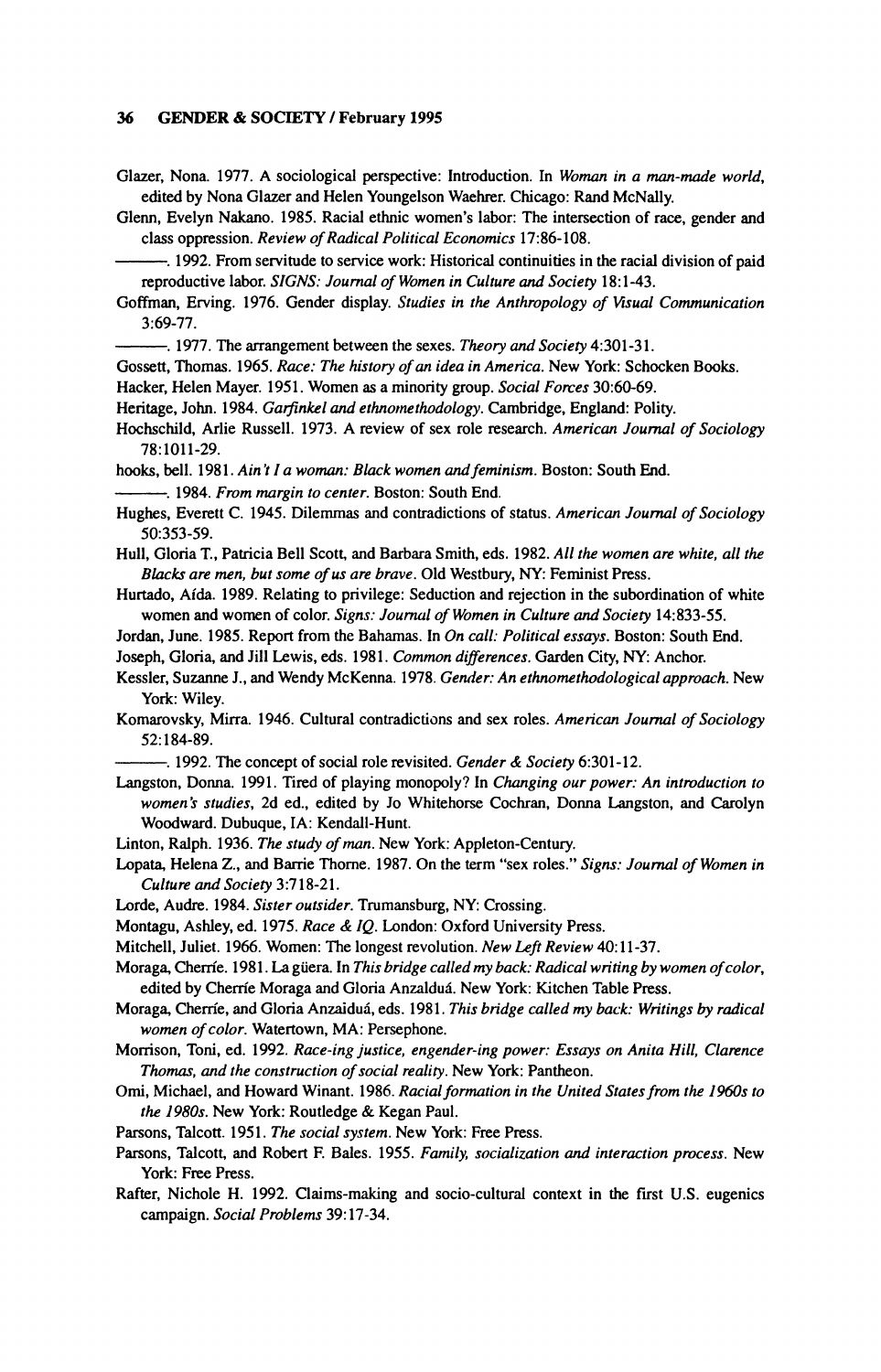Glazer, Nona. 1977. A sociological perspective: Introduction. In *Woman in a man-made world*, edited by Nona Glazer and Helen Youngelson Waehrer. Chicago: Rand McNally.

Glenn, Evelyn Nakano. 1985. Racial ethnic women's labor: The intersection of race, gender and class oppression. *Review of Radical Political Economics* 17:86-108.

———. 1992. From servitude to service work: Historical continuities in the racial division of paid reproductive labor. *SIGNS: Journal of Women in Culture and Society* 18:1-43.

Goffman, Erving. 1976. Gender display. *Studies in the Anthropology of Visual Communication* 3:69-77.

———. 1977. The arrangement between the sexes. *Theory and Society* 4:301-31.

Gossett, Thomas. 1965. *Race: The history of an idea in America*. New York: Schocken Books.

Hacker, Helen Mayer. 1951. Women as a minority group. *Social Forces* 30:60-69.

Heritage, John. 1984. *Garfinkel and ethnomethodology*. Cambridge, England: Polity.

Hochschild, Arlie Russell. 1973. A review of sex role research. *American Journal of Sociology* 78:1011-29.

hooks, bell. 1981. *Ain't I a woman: Black women and feminism*. Boston: South End.

———. 1984. *From margin to center*. Boston: South End.

Hughes, Everett C. 1945. Dilemmas and contradictions of status. *American Journal of Sociology* 50:353-59.

Hull, Gloria T., Patricia Bell Scott, and Barbara Smith, eds. 1982. *All the women are white, all the Blacks are men, but some of us are brave*. Old Westbury, NY: Feminist Press.

Hurtado, Aída. 1989. Relating to privilege: Seduction and rejection in the subordination of white women and women of color. *Signs: Journal of Women in Culture and Society* 14:833-55.

Jordan, June. 1985. Report from the Bahamas. In *On call: Political essays*. Boston: South End.

Joseph, Gloria, and Jill Lewis, eds. 1981. *Common differences*. Garden City, NY: Anchor.

Kessler, Suzanne J., and Wendy McKenna. 1978. *Gender: An ethnomethodological approach*. New York: Wiley.

Komarovsky, Mirra. 1946. Cultural contradictions and sex roles. *American Journal of Sociology* 52:184-89.

———. 1992. The concept of social role revisited. *Gender & Society* 6:301-12.

Langston, Donna. 1991. Tired of playing monopoly? In *Changing our power: An introduction to women's studies*, 2d ed., edited by Jo Whitehorse Cochran, Donna Langston, and Carolyn Woodward. Dubuque, IA: Kendall-Hunt.

Linton, Ralph. 1936. *The study of man*. New York: Appleton-Century.

Lopata, Helena Z., and Barrie Thorne. 1987. On the term "sex roles." *Signs: Journal of Women in Culture and Society* 3:718-21.

Lorde, Audre. 1984. *Sister outsider*. Trumansburg, NY: Crossing.

Montagu, Ashley, ed. 1975. *Race & IQ*. London: Oxford University Press.

Mitchell, Juliet. 1966. Women: The longest revolution. *New Left Review* 40:11-37.

Moraga, Cherríe. 1981. La güera. In *This bridge called my back: Radical writing by women of color*, edited by Cherríe Moraga and Gloria Anzalduá. New York: Kitchen Table Press.

Moraga, Cherríe, and Gloria Anzaiduá, eds. 1981. *This bridge called my back: Writings by radical women of color*. Watertown, MA: Persephone.

Morrison, Toni, ed. 1992. *Race-ing justice, engender-ing power: Essays on Anita Hill, Clarence Thomas, and the construction of social reality*. New York: Pantheon.

Omi, Michael, and Howard Winant. 1986. *Racial formation in the United States from the 1960s to the 1980s*. New York: Routledge & Kegan Paul.

Parsons, Talcott. 1951. *The social system*. New York: Free Press.

Parsons, Talcott, and Robert F. Bales. 1955. *Family, socialization and interaction process*. New York: Free Press.

Rafter, Nichole H. 1992. Claims-making and socio-cultural context in the first U.S. eugenics campaign. *Social Problems* 39:17-34.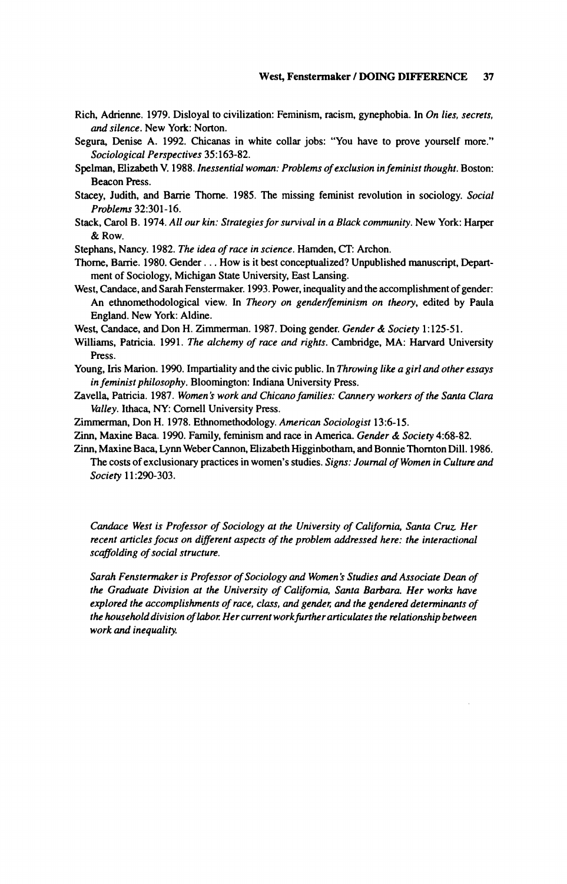Rich, Adrienne. 1979. Disloyal to civilization: Feminism, racism, gynephobia. In *On lies, secrets, and silence*. New York: Norton.

Segura, Denise A. 1992. Chicanas in white collar jobs: "You have to prove yourself more." *Sociological Perspectives* 35:163-82.

Spelman, Elizabeth V. 1988. *Inessential woman: Problems of exclusion in feminist thought*. Boston: Beacon Press.

Stacey, Judith, and Barrie Thorne. 1985. The missing feminist revolution in sociology. *Social Problems* 32:301-16.

Stack, Carol B. 1974. *All our kin: Strategies for survival in a Black community*. New York: Harper & Row.

Stephans, Nancy. 1982. *The idea of race in science*. Hamden, CT: Archon.

Thorne, Barrie. 1980. Gender . . . How is it best conceptualized? Unpublished manuscript, Department of Sociology, Michigan State University, East Lansing.

West, Candace, and Sarah Fenstermaker. 1993. Power, inequality and the accomplishment of gender: An ethnomethodological view. In *Theory on gender/feminism on theory*, edited by Paula England. New York: Aldine.

West, Candace, and Don H. Zimmerman. 1987. Doing gender. *Gender & Society* 1:125-51.

Williams, Patricia. 1991. *The alchemy of race and rights*. Cambridge, MA: Harvard University Press.

Young, Iris Marion. 1990. Impartiality and the civic public. In *Throwing like a girl and other essays in feminist philosophy*. Bloomington: Indiana University Press.

Zavella, Patricia. 1987. *Women's work and Chicano families: Cannery workers of the Santa Clara Valley*. Ithaca, NY: Cornell University Press.

Zimmerman, Don H. 1978. Ethnomethodology. *American Sociologist* 13:6-15.

Zinn, Maxine Baca. 1990. Family, feminism and race in America. *Gender & Society* 4:68-82.

Zinn, Maxine Baca, Lynn Weber Cannon, Elizabeth Higginbotham, and Bonnie Thornton Dill. 1986. The costs of exclusionary practices in women's studies. *Signs: Journal of Women in Culture and Society* 11:290-303.

*Candace West is Professor of Sociology at the University of California, Santa Cruz. Her recent articles focus on different aspects of the problem addressed here: the interactional scaffolding of social structure.*

*Sarah Fenstermaker is Professor of Sociology and Women's Studies and Associate Dean of the Graduate Division at the University of California, Santa Barbara. Her works have explored the accomplishments of race, class, and gender, and the gendered determinants of the household division of labor. Her current work further articulates the relationship between work and inequality.*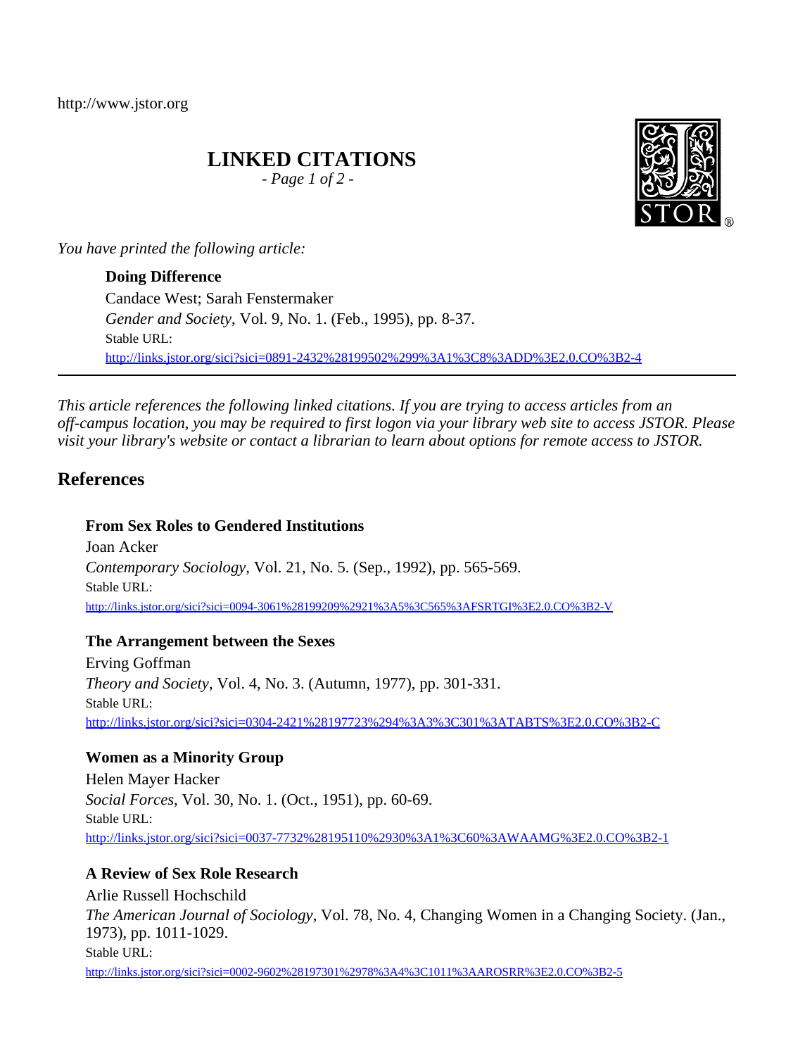http://www.jstor.org

# LINKED CITATIONS

*- Page 1 of 2 -*

*You have printed the following article:*

**Doing Difference**
Candace West; Sarah Fenstermaker
*Gender and Society*, Vol. 9, No. 1. (Feb., 1995), pp. 8-37.
Stable URL:
http://links.jstor.org/sici?sici=0891-2432%28199502%299%3A1%3C8%3ADD%3E2.0.CO%3B2-4

---

*This article references the following linked citations. If you are trying to access articles from an off-campus location, you may be required to first logon via your library web site to access JSTOR. Please visit your library's website or contact a librarian to learn about options for remote access to JSTOR.*

## References

**From Sex Roles to Gendered Institutions**
Joan Acker
*Contemporary Sociology*, Vol. 21, No. 5. (Sep., 1992), pp. 565-569.
Stable URL:
http://links.jstor.org/sici?sici=0094-3061%28199209%2921%3A5%3C565%3AFSRTGI%3E2.0.CO%3B2-V

**The Arrangement between the Sexes**
Erving Goffman
*Theory and Society*, Vol. 4, No. 3. (Autumn, 1977), pp. 301-331.
Stable URL:
http://links.jstor.org/sici?sici=0304-2421%28197723%294%3A3%3C301%3ATABTS%3E2.0.CO%3B2-C

**Women as a Minority Group**
Helen Mayer Hacker
*Social Forces*, Vol. 30, No. 1. (Oct., 1951), pp. 60-69.
Stable URL:
http://links.jstor.org/sici?sici=0037-7732%28195110%2930%3A1%3C60%3AWAAMG%3E2.0.CO%3B2-1

**A Review of Sex Role Research**
Arlie Russell Hochschild
*The American Journal of Sociology*, Vol. 78, No. 4, Changing Women in a Changing Society. (Jan., 1973), pp. 1011-1029.
Stable URL:
http://links.jstor.org/sici?sici=0002-9602%28197301%2978%3A4%3C1011%3AAROSRR%3E2.0.CO%3B2-5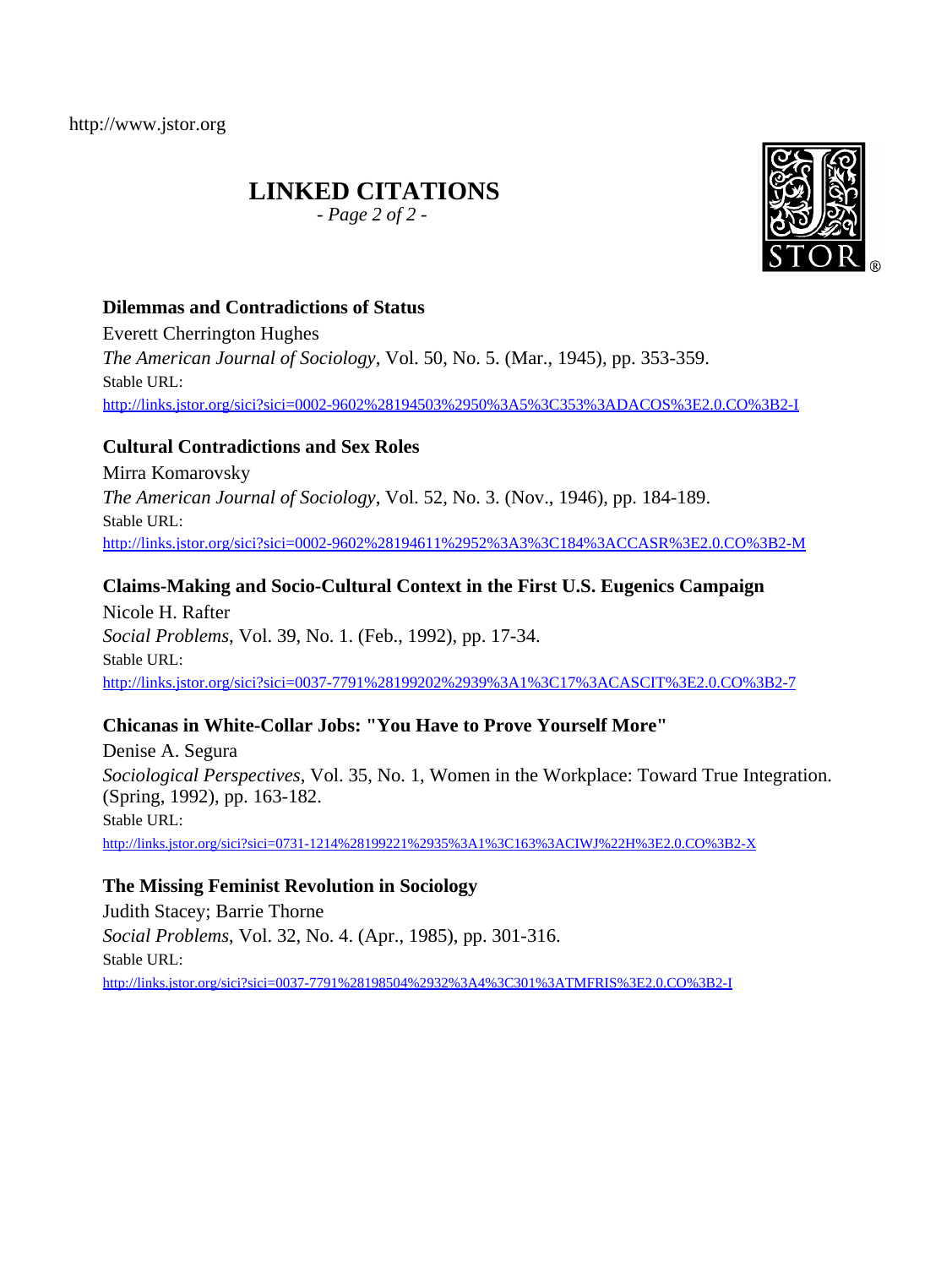# LINKED CITATIONS

**Dilemmas and Contradictions of Status**
Everett Cherrington Hughes
*The American Journal of Sociology*, Vol. 50, No. 5. (Mar., 1945), pp. 353-359.
Stable URL:
http://links.jstor.org/sici?sici=0002-9602%28194503%2950%3A5%3C353%3ADACOS%3E2.0.CO%3B2-I

**Cultural Contradictions and Sex Roles**
Mirra Komarovsky
*The American Journal of Sociology*, Vol. 52, No. 3. (Nov., 1946), pp. 184-189.
Stable URL:
http://links.jstor.org/sici?sici=0002-9602%28194611%2952%3A3%3C184%3ACCASR%3E2.0.CO%3B2-M

**Claims-Making and Socio-Cultural Context in the First U.S. Eugenics Campaign**
Nicole H. Rafter
*Social Problems*, Vol. 39, No. 1. (Feb., 1992), pp. 17-34.
Stable URL:
http://links.jstor.org/sici?sici=0037-7791%28199202%2939%3A1%3C17%3ACASCIT%3E2.0.CO%3B2-7

**Chicanas in White-Collar Jobs: "You Have to Prove Yourself More"**
Denise A. Segura
*Sociological Perspectives*, Vol. 35, No. 1, Women in the Workplace: Toward True Integration. (Spring, 1992), pp. 163-182.
Stable URL:
http://links.jstor.org/sici?sici=0731-1214%28199221%2935%3A1%3C163%3ACIWJ%22H%3E2.0.CO%3B2-X

**The Missing Feminist Revolution in Sociology**
Judith Stacey; Barrie Thorne
*Social Problems*, Vol. 32, No. 4. (Apr., 1985), pp. 301-316.
Stable URL:
http://links.jstor.org/sici?sici=0037-7791%28198504%2932%3A4%3C301%3ATMFRIS%3E2.0.CO%3B2-I